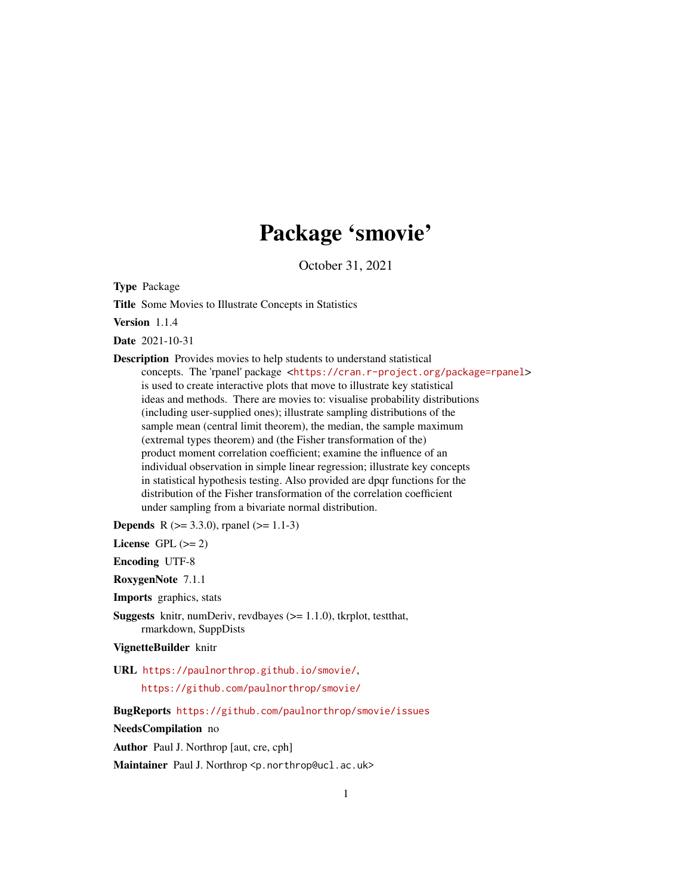# Package 'smovie'

October 31, 2021

**Type** Package

**Title** Some Movies to Illustrate Concepts in Statistics

**Version** 1.1.4

**Date** 2021-10-31

**Description** Provides movies to help students to understand statistical concepts. The 'rpanel' package <https://cran.r-project.org/package=rpanel> is used to create interactive plots that move to illustrate key statistical ideas and methods. There are movies to: visualise probability distributions (including user-supplied ones); illustrate sampling distributions of the sample mean (central limit theorem), the median, the sample maximum (extremal types theorem) and (the Fisher transformation of the) product moment correlation coefficient; examine the influence of an individual observation in simple linear regression; illustrate key concepts in statistical hypothesis testing. Also provided are dpqr functions for the distribution of the Fisher transformation of the correlation coefficient under sampling from a bivariate normal distribution.

**Depends** R (>= 3.3.0), rpanel (>= 1.1-3)

**License** GPL (>= 2)

**Encoding** UTF-8

**RoxygenNote** 7.1.1

**Imports** graphics, stats

**Suggests** knitr, numDeriv, revdbayes (>= 1.1.0), tkrplot, testthat, rmarkdown, SuppDists

**VignetteBuilder** knitr

**URL** https://paulnorthrop.github.io/smovie/, https://github.com/paulnorthrop/smovie/

**BugReports** https://github.com/paulnorthrop/smovie/issues

**NeedsCompilation** no

**Author** Paul J. Northrop [aut, cre, cph]

**Maintainer** Paul J. Northrop <p.northrop@ucl.ac.uk>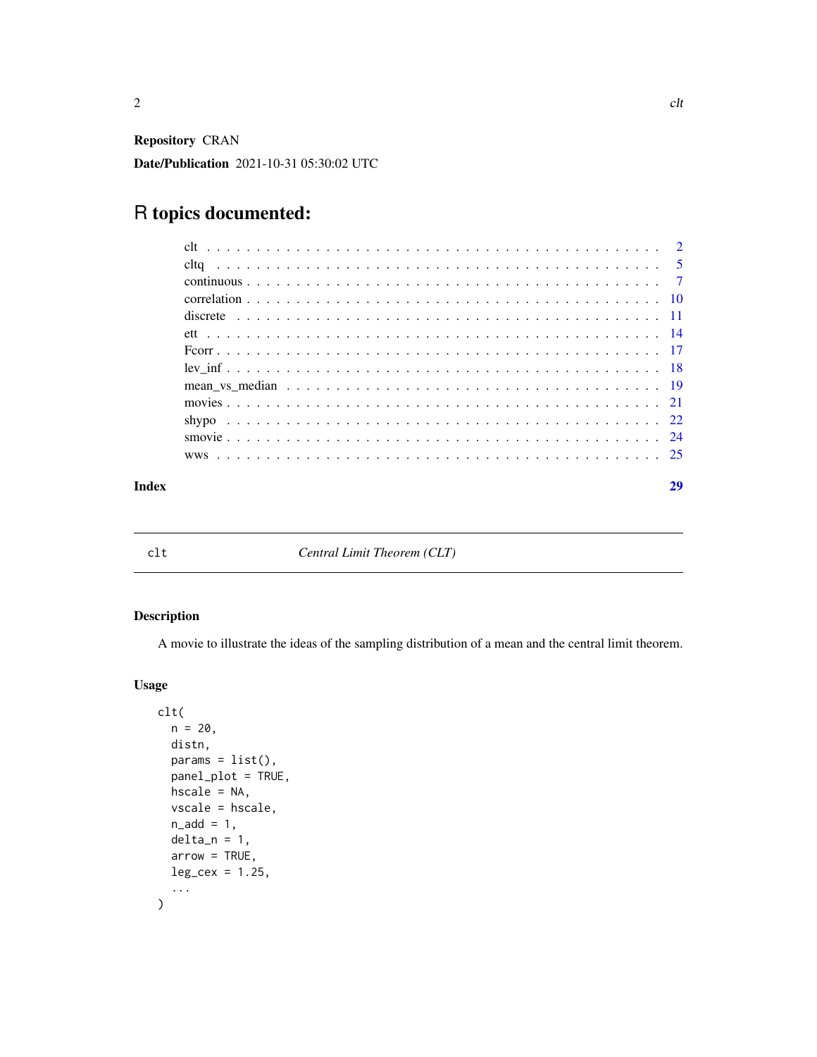**Repository** CRAN

**Date/Publication** 2021-10-31 05:30:02 UTC

# R topics documented:

| | |
|---|---|
| clt | 2 |
| cltq | 5 |
| continuous | 7 |
| correlation | 10 |
| discrete | 11 |
| ett | 14 |
| Fcorr | 17 |
| lev_inf | 18 |
| mean_vs_median | 19 |
| movies | 21 |
| shypo | 22 |
| smovie | 24 |
| wws | 25 |
| **Index** | **29** |

---

clt — *Central Limit Theorem (CLT)*

---

## Description

A movie to illustrate the ideas of the sampling distribution of a mean and the central limit theorem.

## Usage

```
clt(
  n = 20,
  distn,
  params = list(),
  panel_plot = TRUE,
  hscale = NA,
  vscale = hscale,
  n_add = 1,
  delta_n = 1,
  arrow = TRUE,
  leg_cex = 1.25,
  ...
)
```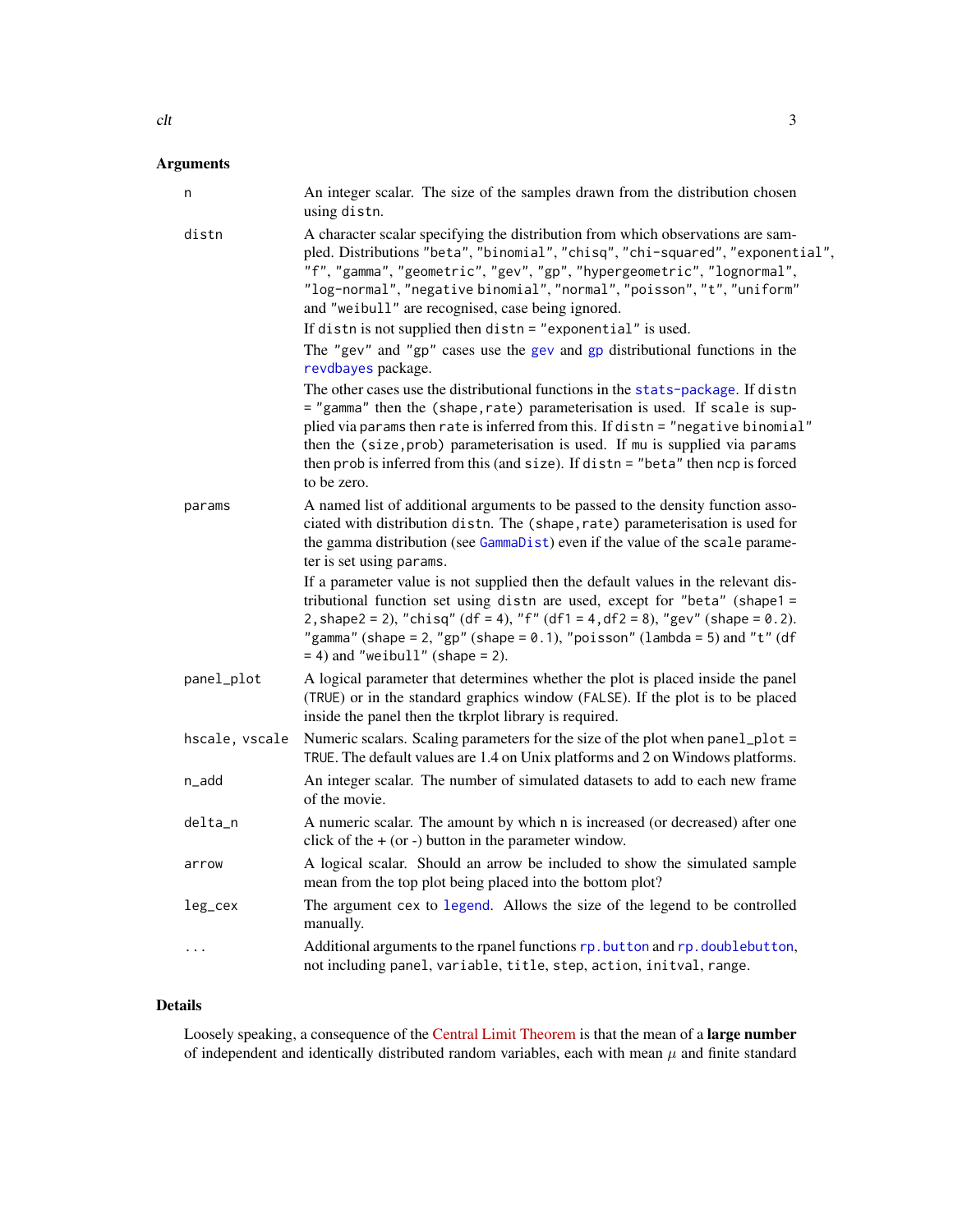## Arguments

| | |
|---|---|
| `n` | An integer scalar. The size of the samples drawn from the distribution chosen using `distn`. |
| `distn` | A character scalar specifying the distribution from which observations are sampled. Distributions `"beta"`, `"binomial"`, `"chisq"`, `"chi-squared"`, `"exponential"`, `"f"`, `"gamma"`, `"geometric"`, `"gev"`, `"gp"`, `"hypergeometric"`, `"lognormal"`, `"log-normal"`, `"negative binomial"`, `"normal"`, `"poisson"`, `"t"`, `"uniform"` and `"weibull"` are recognised, case being ignored.<br>If `distn` is not supplied then `distn = "exponential"` is used.<br>The `"gev"` and `"gp"` cases use the `gev` and `gp` distributional functions in the `revdbayes` package.<br>The other cases use the distributional functions in the `stats-package`. If `distn = "gamma"` then the `(shape,rate)` parameterisation is used. If `scale` is supplied via `params` then `rate` is inferred from this. If `distn = "negative binomial"` then the `(size,prob)` parameterisation is used. If `mu` is supplied via `params` then `prob` is inferred from this (and `size`). If `distn = "beta"` then `ncp` is forced to be zero. |
| `params` | A named list of additional arguments to be passed to the density function associated with distribution `distn`. The `(shape,rate)` parameterisation is used for the gamma distribution (see `GammaDist`) even if the value of the `scale` parameter is set using `params`.<br>If a parameter value is not supplied then the default values in the relevant distributional function set using `distn` are used, except for `"beta"` (`shape1 = 2,shape2 = 2`), `"chisq"` (`df = 4`), `"f"` (`df1 = 4,df2 = 8`), `"gev"` (`shape = 0.2`). `"gamma"` (`shape = 2`, `"gp"` (`shape = 0.1`), `"poisson"` (`lambda = 5`) and `"t"` (`df = 4`) and `"weibull"` (`shape = 2`). |
| `panel_plot` | A logical parameter that determines whether the plot is placed inside the panel (`TRUE`) or in the standard graphics window (`FALSE`). If the plot is to be placed inside the panel then the tkrplot library is required. |
| `hscale, vscale` | Numeric scalars. Scaling parameters for the size of the plot when `panel_plot = TRUE`. The default values are 1.4 on Unix platforms and 2 on Windows platforms. |
| `n_add` | An integer scalar. The number of simulated datasets to add to each new frame of the movie. |
| `delta_n` | A numeric scalar. The amount by which n is increased (or decreased) after one click of the + (or -) button in the parameter window. |
| `arrow` | A logical scalar. Should an arrow be included to show the simulated sample mean from the top plot being placed into the bottom plot? |
| `leg_cex` | The argument `cex` to `legend`. Allows the size of the legend to be controlled manually. |
| `...` | Additional arguments to the rpanel functions `rp.button` and `rp.doublebutton`, not including `panel`, `variable`, `title`, `step`, `action`, `initval`, `range`. |

## Details

Loosely speaking, a consequence of the Central Limit Theorem is that the mean of a **large number** of independent and identically distributed random variables, each with mean $\mu$ and finite standard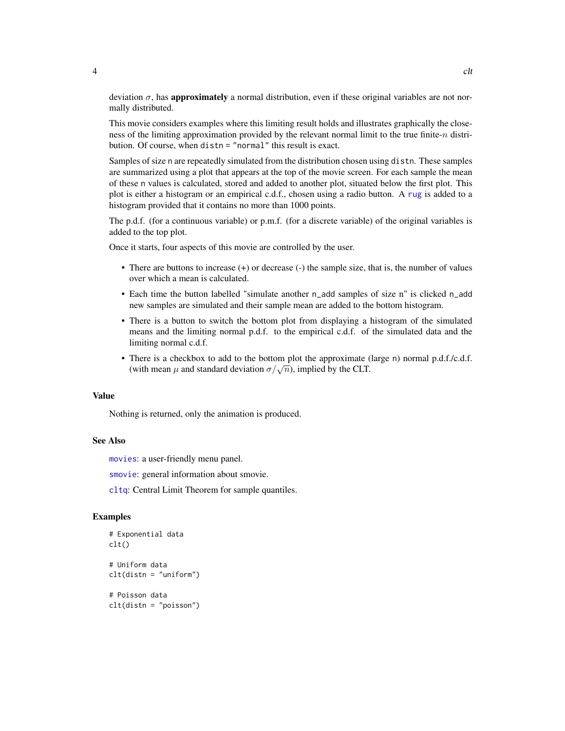deviation $\sigma$, has **approximately** a normal distribution, even if these original variables are not normally distributed.

This movie considers examples where this limiting result holds and illustrates graphically the closeness of the limiting approximation provided by the relevant normal limit to the true finite-$n$ distribution. Of course, when `distn = "normal"` this result is exact.

Samples of size `n` are repeatedly simulated from the distribution chosen using `distn`. These samples are summarized using a plot that appears at the top of the movie screen. For each sample the mean of these `n` values is calculated, stored and added to another plot, situated below the first plot. This plot is either a histogram or an empirical c.d.f., chosen using a radio button. A `rug` is added to a histogram provided that it contains no more than 1000 points.

The p.d.f. (for a continuous variable) or p.m.f. (for a discrete variable) of the original variables is added to the top plot.

Once it starts, four aspects of this movie are controlled by the user.

- There are buttons to increase (+) or decrease (-) the sample size, that is, the number of values over which a mean is calculated.
- Each time the button labelled "simulate another `n_add` samples of size n" is clicked `n_add` new samples are simulated and their sample mean are added to the bottom histogram.
- There is a button to switch the bottom plot from displaying a histogram of the simulated means and the limiting normal p.d.f. to the empirical c.d.f. of the simulated data and the limiting normal c.d.f.
- There is a checkbox to add to the bottom plot the approximate (large `n`) normal p.d.f./c.d.f. (with mean $\mu$ and standard deviation $\sigma/\sqrt{n}$), implied by the CLT.

### Value

Nothing is returned, only the animation is produced.

### See Also

`movies`: a user-friendly menu panel.

`smovie`: general information about smovie.

`cltq`: Central Limit Theorem for sample quantiles.

### Examples

```
# Exponential data
clt()

# Uniform data
clt(distn = "uniform")

# Poisson data
clt(distn = "poisson")
```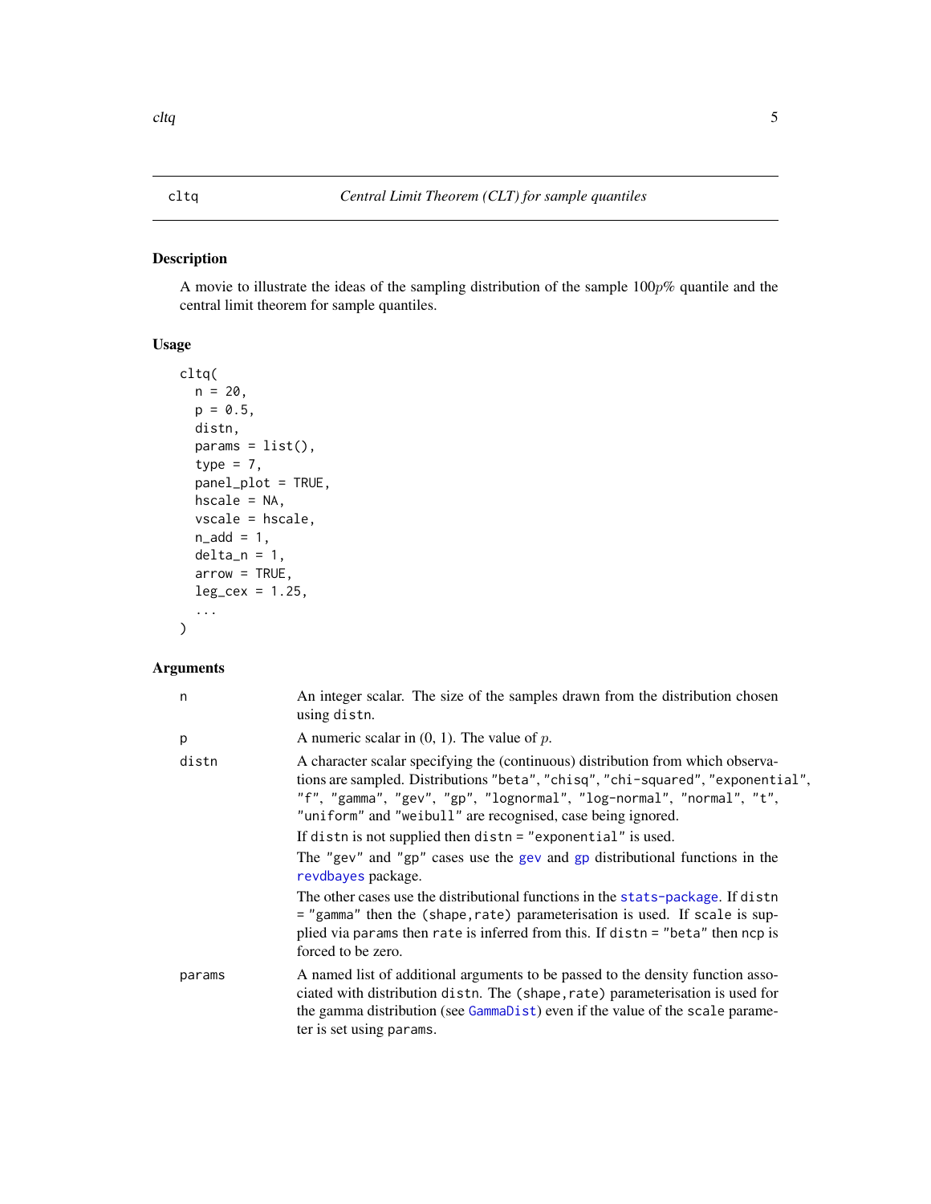# cltq — *Central Limit Theorem (CLT) for sample quantiles*

## Description

A movie to illustrate the ideas of the sampling distribution of the sample $100p\%$ quantile and the central limit theorem for sample quantiles.

## Usage

```
cltq(
  n = 20,
  p = 0.5,
  distn,
  params = list(),
  type = 7,
  panel_plot = TRUE,
  hscale = NA,
  vscale = hscale,
  n_add = 1,
  delta_n = 1,
  arrow = TRUE,
  leg_cex = 1.25,
  ...
)
```

## Arguments

| | |
|---|---|
| n | An integer scalar. The size of the samples drawn from the distribution chosen using distn. |
| p | A numeric scalar in (0, 1). The value of $p$. |
| distn | A character scalar specifying the (continuous) distribution from which observations are sampled. Distributions "beta", "chisq", "chi-squared", "exponential", "f", "gamma", "gev", "gp", "lognormal", "log-normal", "normal", "t", "uniform" and "weibull" are recognised, case being ignored.<br><br>If distn is not supplied then distn = "exponential" is used.<br><br>The "gev" and "gp" cases use the gev and gp distributional functions in the revdbayes package.<br><br>The other cases use the distributional functions in the stats-package. If distn = "gamma" then the (shape,rate) parameterisation is used. If scale is supplied via params then rate is inferred from this. If distn = "beta" then ncp is forced to be zero. |
| params | A named list of additional arguments to be passed to the density function associated with distribution distn. The (shape,rate) parameterisation is used for the gamma distribution (see GammaDist) even if the value of the scale parameter is set using params. |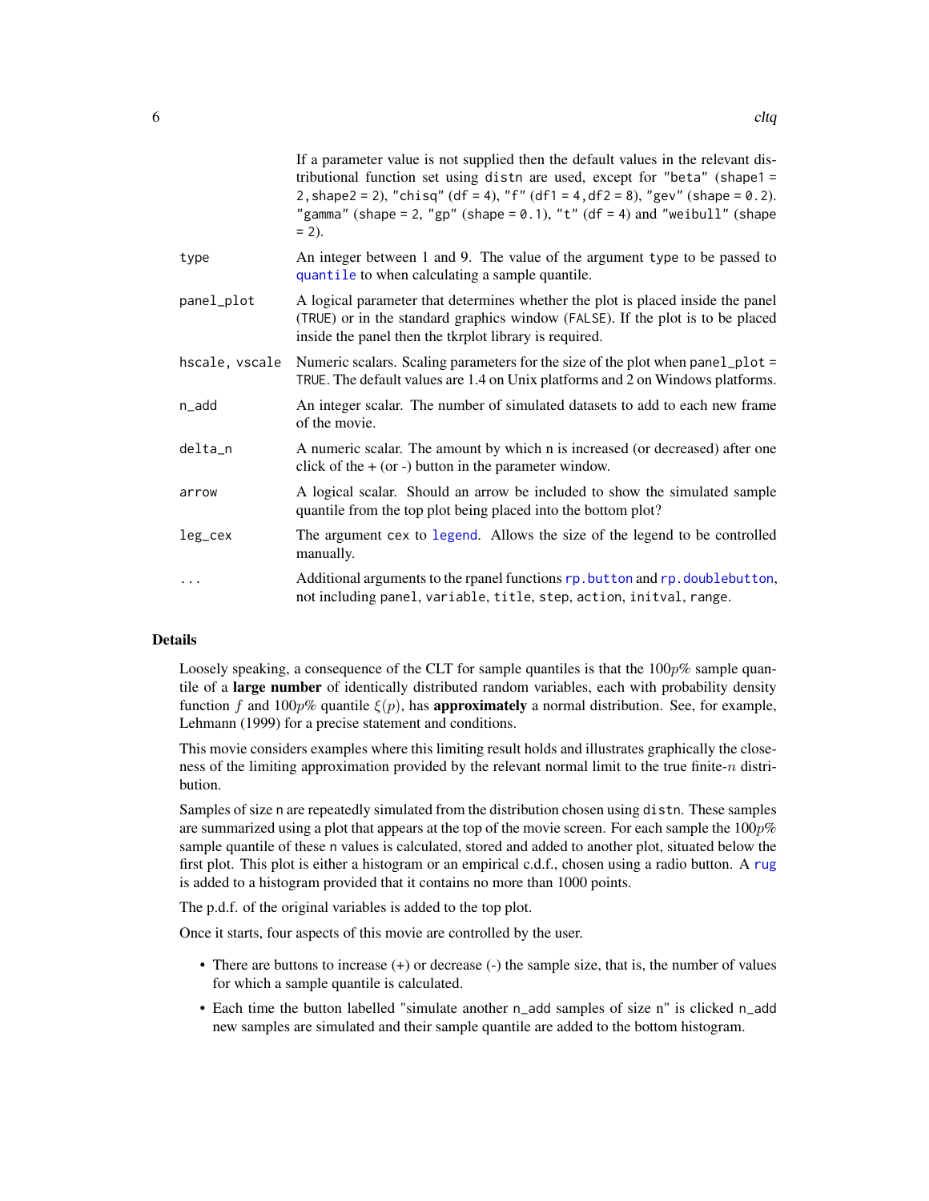If a parameter value is not supplied then the default values in the relevant distributional function set using distn are used, except for "beta" (shape1 = 2, shape2 = 2), "chisq" (df = 4), "f" (df1 = 4, df2 = 8), "gev" (shape = 0.2). "gamma" (shape = 2, "gp" (shape = 0.1), "t" (df = 4) and "weibull" (shape = 2).

| | |
|---|---|
| type | An integer between 1 and 9. The value of the argument type to be passed to quantile to when calculating a sample quantile. |
| panel_plot | A logical parameter that determines whether the plot is placed inside the panel (TRUE) or in the standard graphics window (FALSE). If the plot is to be placed inside the panel then the tkrplot library is required. |
| hscale, vscale | Numeric scalars. Scaling parameters for the size of the plot when panel_plot = TRUE. The default values are 1.4 on Unix platforms and 2 on Windows platforms. |
| n_add | An integer scalar. The number of simulated datasets to add to each new frame of the movie. |
| delta_n | A numeric scalar. The amount by which n is increased (or decreased) after one click of the + (or -) button in the parameter window. |
| arrow | A logical scalar. Should an arrow be included to show the simulated sample quantile from the top plot being placed into the bottom plot? |
| leg_cex | The argument cex to legend. Allows the size of the legend to be controlled manually. |
| ... | Additional arguments to the rpanel functions rp.button and rp.doublebutton, not including panel, variable, title, step, action, initval, range. |

## Details

Loosely speaking, a consequence of the CLT for sample quantiles is that the $100p\%$ sample quantile of a **large number** of identically distributed random variables, each with probability density function $f$ and $100p\%$ quantile $\xi(p)$, has **approximately** a normal distribution. See, for example, Lehmann (1999) for a precise statement and conditions.

This movie considers examples where this limiting result holds and illustrates graphically the closeness of the limiting approximation provided by the relevant normal limit to the true finite-$n$ distribution.

Samples of size n are repeatedly simulated from the distribution chosen using distn. These samples are summarized using a plot that appears at the top of the movie screen. For each sample the $100p\%$ sample quantile of these n values is calculated, stored and added to another plot, situated below the first plot. This plot is either a histogram or an empirical c.d.f., chosen using a radio button. A rug is added to a histogram provided that it contains no more than 1000 points.

The p.d.f. of the original variables is added to the top plot.

Once it starts, four aspects of this movie are controlled by the user.

- There are buttons to increase (+) or decrease (-) the sample size, that is, the number of values for which a sample quantile is calculated.
- Each time the button labelled "simulate another n_add samples of size n" is clicked n_add new samples are simulated and their sample quantile are added to the bottom histogram.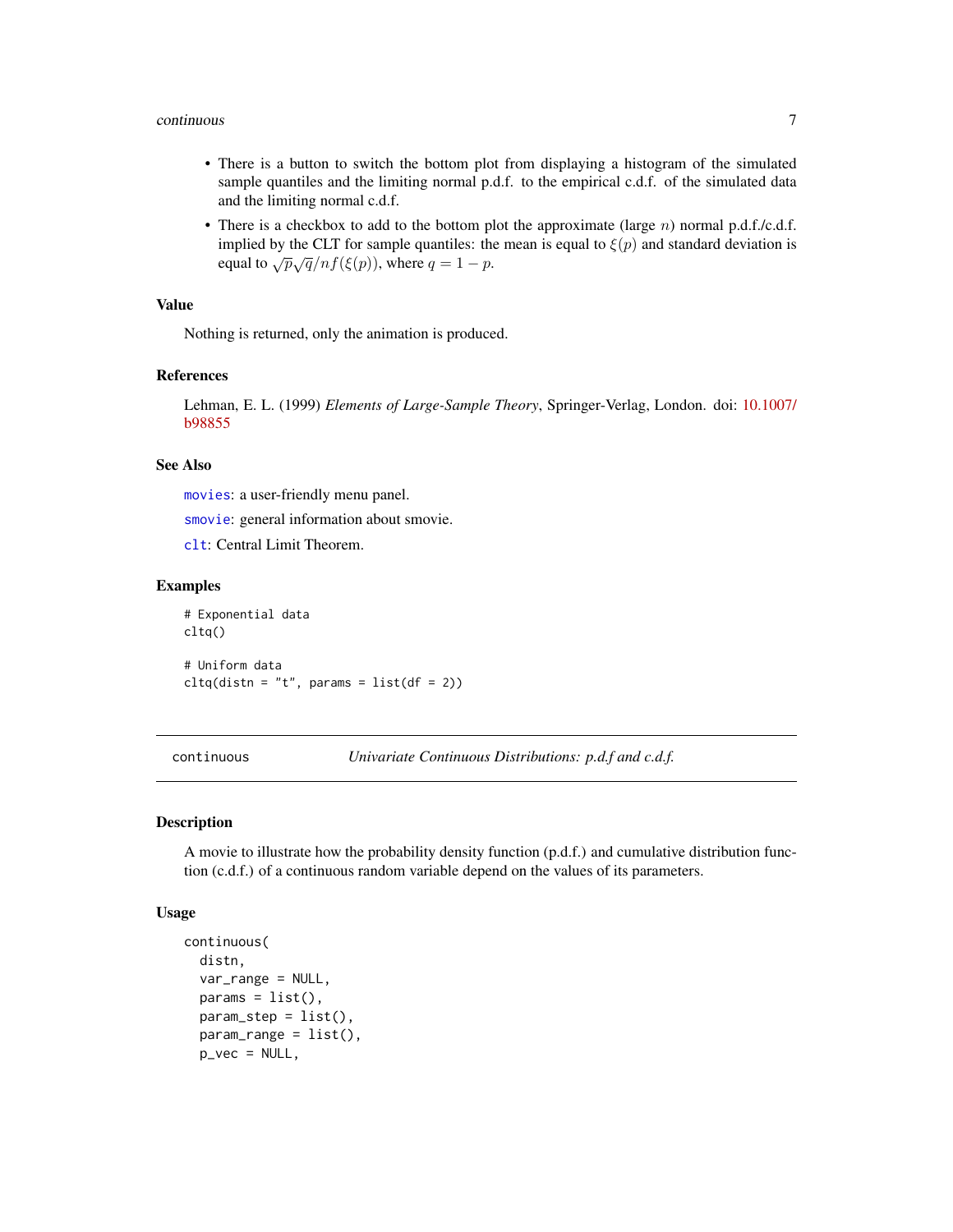- There is a button to switch the bottom plot from displaying a histogram of the simulated sample quantiles and the limiting normal p.d.f. to the empirical c.d.f. of the simulated data and the limiting normal c.d.f.
- There is a checkbox to add to the bottom plot the approximate (large $n$) normal p.d.f./c.d.f. implied by the CLT for sample quantiles: the mean is equal to $\xi(p)$ and standard deviation is equal to $\sqrt{p}\sqrt{q}/nf(\xi(p))$, where $q = 1 - p$.

### Value

Nothing is returned, only the animation is produced.

### References

Lehman, E. L. (1999) *Elements of Large-Sample Theory*, Springer-Verlag, London. doi: 10.1007/b98855

### See Also

movies: a user-friendly menu panel.

smovie: general information about smovie.

clt: Central Limit Theorem.

### Examples

```
# Exponential data
cltq()

# Uniform data
cltq(distn = "t", params = list(df = 2))
```

---

## continuous — *Univariate Continuous Distributions: p.d.f and c.d.f.*

### Description

A movie to illustrate how the probability density function (p.d.f.) and cumulative distribution function (c.d.f.) of a continuous random variable depend on the values of its parameters.

### Usage

```
continuous(
  distn,
  var_range = NULL,
  params = list(),
  param_step = list(),
  param_range = list(),
  p_vec = NULL,
```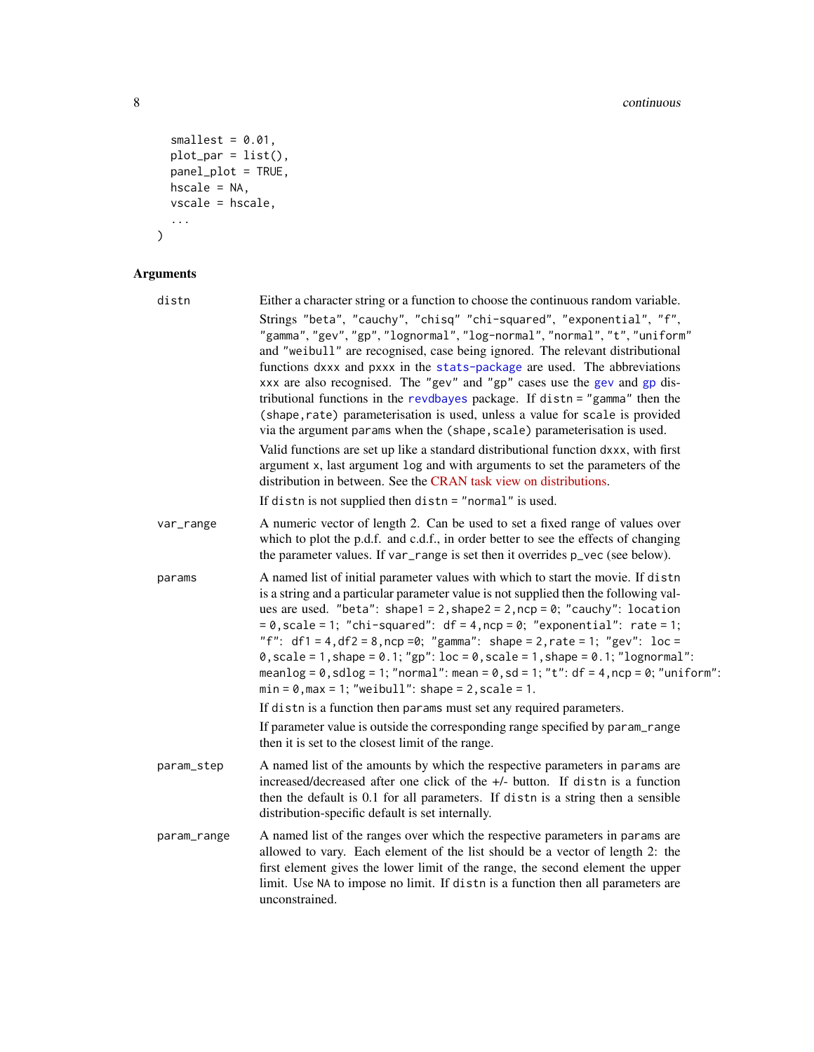```
  smallest = 0.01,
  plot_par = list(),
  panel_plot = TRUE,
  hscale = NA,
  vscale = hscale,
  ...
)
```

## Arguments

**distn**
: Either a character string or a function to choose the continuous random variable.

  Strings "beta", "cauchy", "chisq" "chi-squared", "exponential", "f", "gamma", "gev", "gp", "lognormal", "log-normal", "normal", "t", "uniform" and "weibull" are recognised, case being ignored. The relevant distributional functions dxxx and pxxx in the stats-package are used. The abbreviations xxx are also recognised. The "gev" and "gp" cases use the gev and gp distributional functions in the revdbayes package. If distn = "gamma" then the (shape,rate) parameterisation is used, unless a value for scale is provided via the argument params when the (shape,scale) parameterisation is used.

  Valid functions are set up like a standard distributional function dxxx, with first argument x, last argument log and with arguments to set the parameters of the distribution in between. See the CRAN task view on distributions.

  If distn is not supplied then distn = "normal" is used.

**var_range**
: A numeric vector of length 2. Can be used to set a fixed range of values over which to plot the p.d.f. and c.d.f., in order better to see the effects of changing the parameter values. If var_range is set then it overrides p_vec (see below).

**params**
: A named list of initial parameter values with which to start the movie. If distn is a string and a particular parameter value is not supplied then the following values are used. "beta": shape1 = 2, shape2 = 2, ncp = 0; "cauchy": location = 0, scale = 1; "chi-squared": df = 4, ncp = 0; "exponential": rate = 1; "f": df1 = 4, df2 = 8, ncp =0; "gamma": shape = 2, rate = 1; "gev": loc = 0, scale = 1, shape = 0.1; "gp": loc = 0, scale = 1, shape = 0.1; "lognormal": meanlog = 0, sdlog = 1; "normal": mean = 0, sd = 1; "t": df = 4, ncp = 0; "uniform": min = 0, max = 1; "weibull": shape = 2, scale = 1.

  If distn is a function then params must set any required parameters.

  If parameter value is outside the corresponding range specified by param_range then it is set to the closest limit of the range.

**param_step**
: A named list of the amounts by which the respective parameters in params are increased/decreased after one click of the +/- button. If distn is a function then the default is 0.1 for all parameters. If distn is a string then a sensible distribution-specific default is set internally.

**param_range**
: A named list of the ranges over which the respective parameters in params are allowed to vary. Each element of the list should be a vector of length 2: the first element gives the lower limit of the range, the second element the upper limit. Use NA to impose no limit. If distn is a function then all parameters are unconstrained.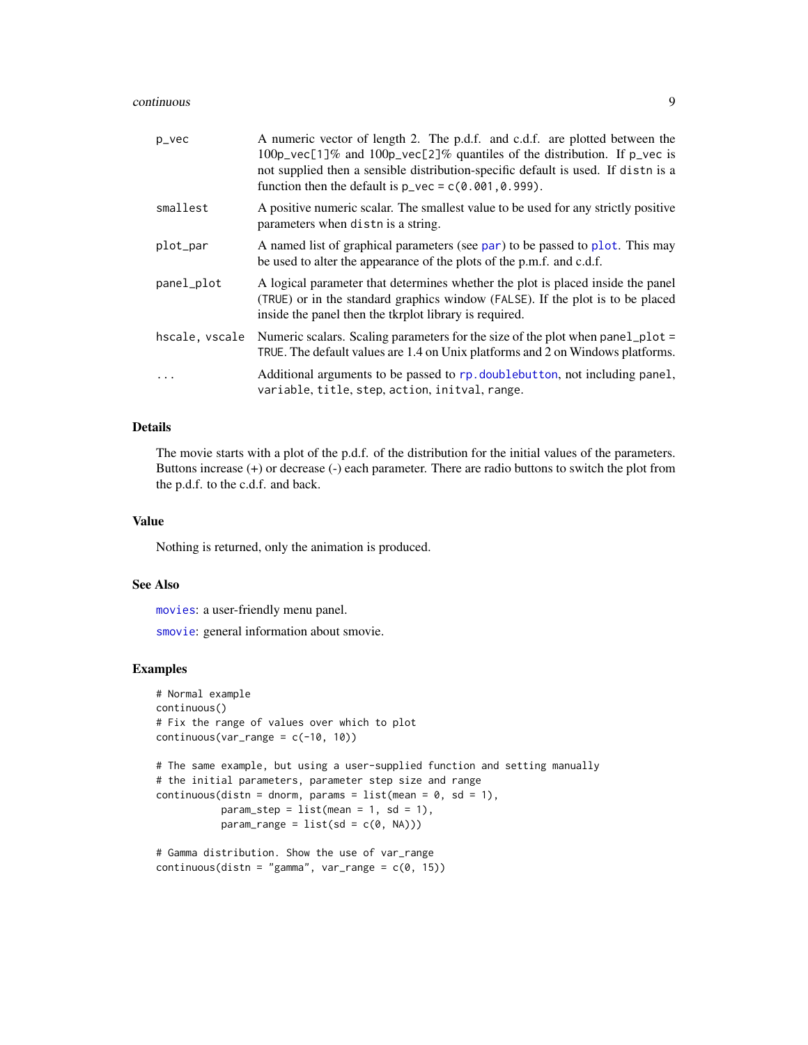| | |
|---|---|
| p_vec | A numeric vector of length 2. The p.d.f. and c.d.f. are plotted between the 100p_vec[1]% and 100p_vec[2]% quantiles of the distribution. If p_vec is not supplied then a sensible distribution-specific default is used. If distn is a function then the default is p_vec = c(0.001,0.999). |
| smallest | A positive numeric scalar. The smallest value to be used for any strictly positive parameters when distn is a string. |
| plot_par | A named list of graphical parameters (see par) to be passed to plot. This may be used to alter the appearance of the plots of the p.m.f. and c.d.f. |
| panel_plot | A logical parameter that determines whether the plot is placed inside the panel (TRUE) or in the standard graphics window (FALSE). If the plot is to be placed inside the panel then the tkrplot library is required. |
| hscale, vscale | Numeric scalars. Scaling parameters for the size of the plot when panel_plot = TRUE. The default values are 1.4 on Unix platforms and 2 on Windows platforms. |
| ... | Additional arguments to be passed to rp.doublebutton, not including panel, variable, title, step, action, initval, range. |

## Details

The movie starts with a plot of the p.d.f. of the distribution for the initial values of the parameters. Buttons increase (+) or decrease (-) each parameter. There are radio buttons to switch the plot from the p.d.f. to the c.d.f. and back.

## Value

Nothing is returned, only the animation is produced.

## See Also

movies: a user-friendly menu panel.

smovie: general information about smovie.

## Examples

```
# Normal example
continuous()
# Fix the range of values over which to plot
continuous(var_range = c(-10, 10))

# The same example, but using a user-supplied function and setting manually
# the initial parameters, parameter step size and range
continuous(distn = dnorm, params = list(mean = 0, sd = 1),
           param_step = list(mean = 1, sd = 1),
           param_range = list(sd = c(0, NA)))

# Gamma distribution. Show the use of var_range
continuous(distn = "gamma", var_range = c(0, 15))
```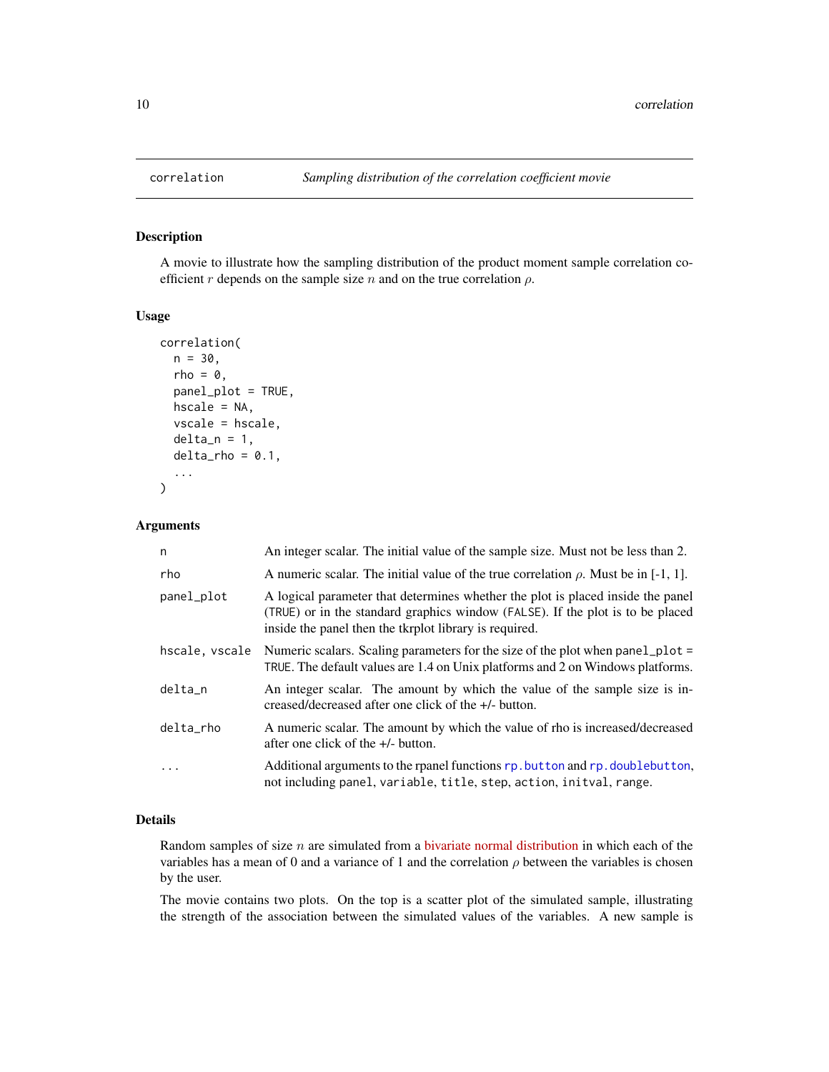# correlation — *Sampling distribution of the correlation coefficient movie*

## Description

A movie to illustrate how the sampling distribution of the product moment sample correlation coefficient $r$ depends on the sample size $n$ and on the true correlation $\rho$.

## Usage

```
correlation(
  n = 30,
  rho = 0,
  panel_plot = TRUE,
  hscale = NA,
  vscale = hscale,
  delta_n = 1,
  delta_rho = 0.1,
  ...
)
```

## Arguments

| | |
|---|---|
| n | An integer scalar. The initial value of the sample size. Must not be less than 2. |
| rho | A numeric scalar. The initial value of the true correlation $\rho$. Must be in [-1, 1]. |
| panel_plot | A logical parameter that determines whether the plot is placed inside the panel (TRUE) or in the standard graphics window (FALSE). If the plot is to be placed inside the panel then the tkrplot library is required. |
| hscale, vscale | Numeric scalars. Scaling parameters for the size of the plot when panel_plot = TRUE. The default values are 1.4 on Unix platforms and 2 on Windows platforms. |
| delta_n | An integer scalar. The amount by which the value of the sample size is increased/decreased after one click of the +/- button. |
| delta_rho | A numeric scalar. The amount by which the value of rho is increased/decreased after one click of the +/- button. |
| ... | Additional arguments to the rpanel functions rp.button and rp.doublebutton, not including panel, variable, title, step, action, initval, range. |

## Details

Random samples of size $n$ are simulated from a bivariate normal distribution in which each of the variables has a mean of 0 and a variance of 1 and the correlation $\rho$ between the variables is chosen by the user.

The movie contains two plots. On the top is a scatter plot of the simulated sample, illustrating the strength of the association between the simulated values of the variables. A new sample is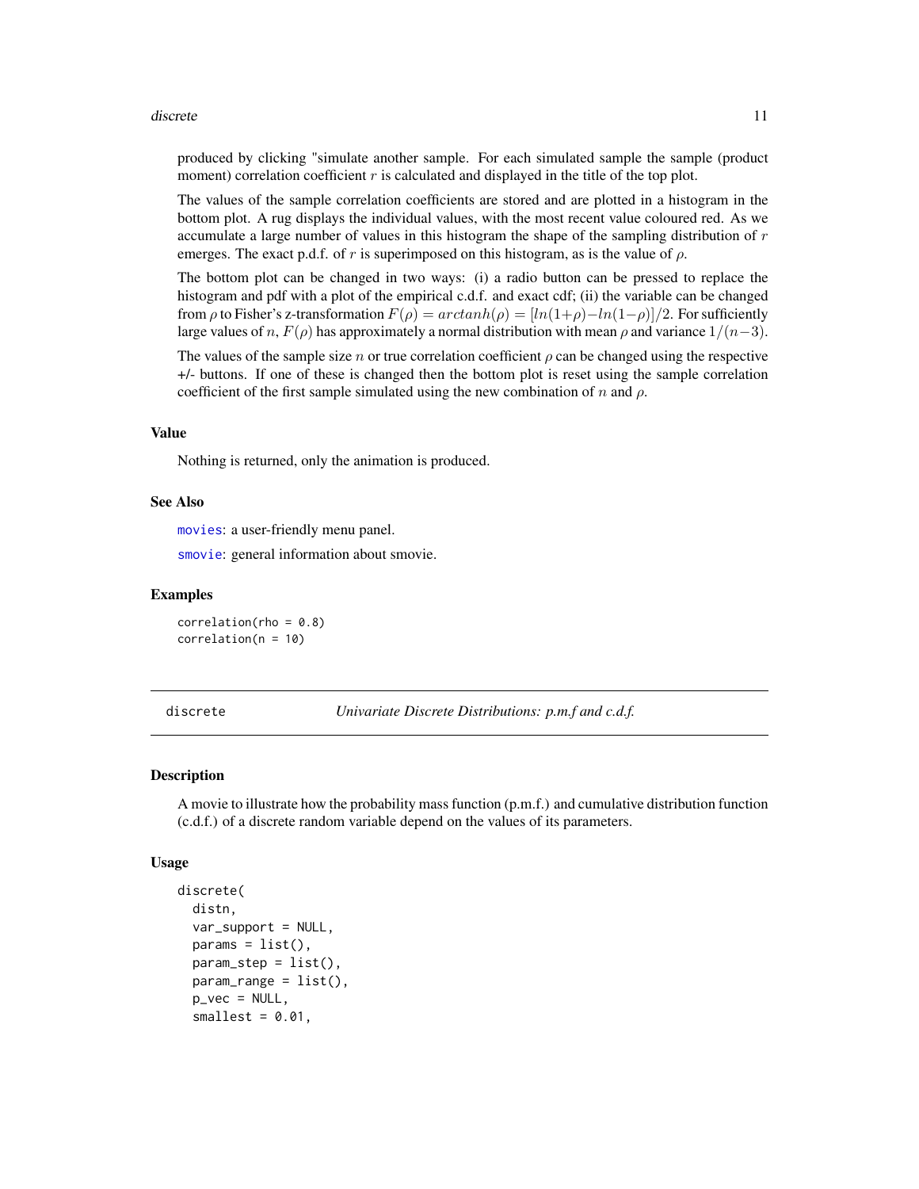produced by clicking "simulate another sample. For each simulated sample the sample (product moment) correlation coefficient $r$ is calculated and displayed in the title of the top plot.

The values of the sample correlation coefficients are stored and are plotted in a histogram in the bottom plot. A rug displays the individual values, with the most recent value coloured red. As we accumulate a large number of values in this histogram the shape of the sampling distribution of $r$ emerges. The exact p.d.f. of $r$ is superimposed on this histogram, as is the value of $\rho$.

The bottom plot can be changed in two ways: (i) a radio button can be pressed to replace the histogram and pdf with a plot of the empirical c.d.f. and exact cdf; (ii) the variable can be changed from $\rho$ to Fisher's z-transformation $F(\rho) = arctanh(\rho) = [ln(1+\rho) - ln(1-\rho)]/2$. For sufficiently large values of $n$, $F(\rho)$ has approximately a normal distribution with mean $\rho$ and variance $1/(n-3)$.

The values of the sample size $n$ or true correlation coefficient $\rho$ can be changed using the respective +/- buttons. If one of these is changed then the bottom plot is reset using the sample correlation coefficient of the first sample simulated using the new combination of $n$ and $\rho$.

### Value

Nothing is returned, only the animation is produced.

### See Also

movies: a user-friendly menu panel.

smovie: general information about smovie.

### Examples

```
correlation(rho = 0.8)
correlation(n = 10)
```

---

## discrete — *Univariate Discrete Distributions: p.m.f and c.d.f.*

---

### Description

A movie to illustrate how the probability mass function (p.m.f.) and cumulative distribution function (c.d.f.) of a discrete random variable depend on the values of its parameters.

### Usage

```
discrete(
  distn,
  var_support = NULL,
  params = list(),
  param_step = list(),
  param_range = list(),
  p_vec = NULL,
  smallest = 0.01,
```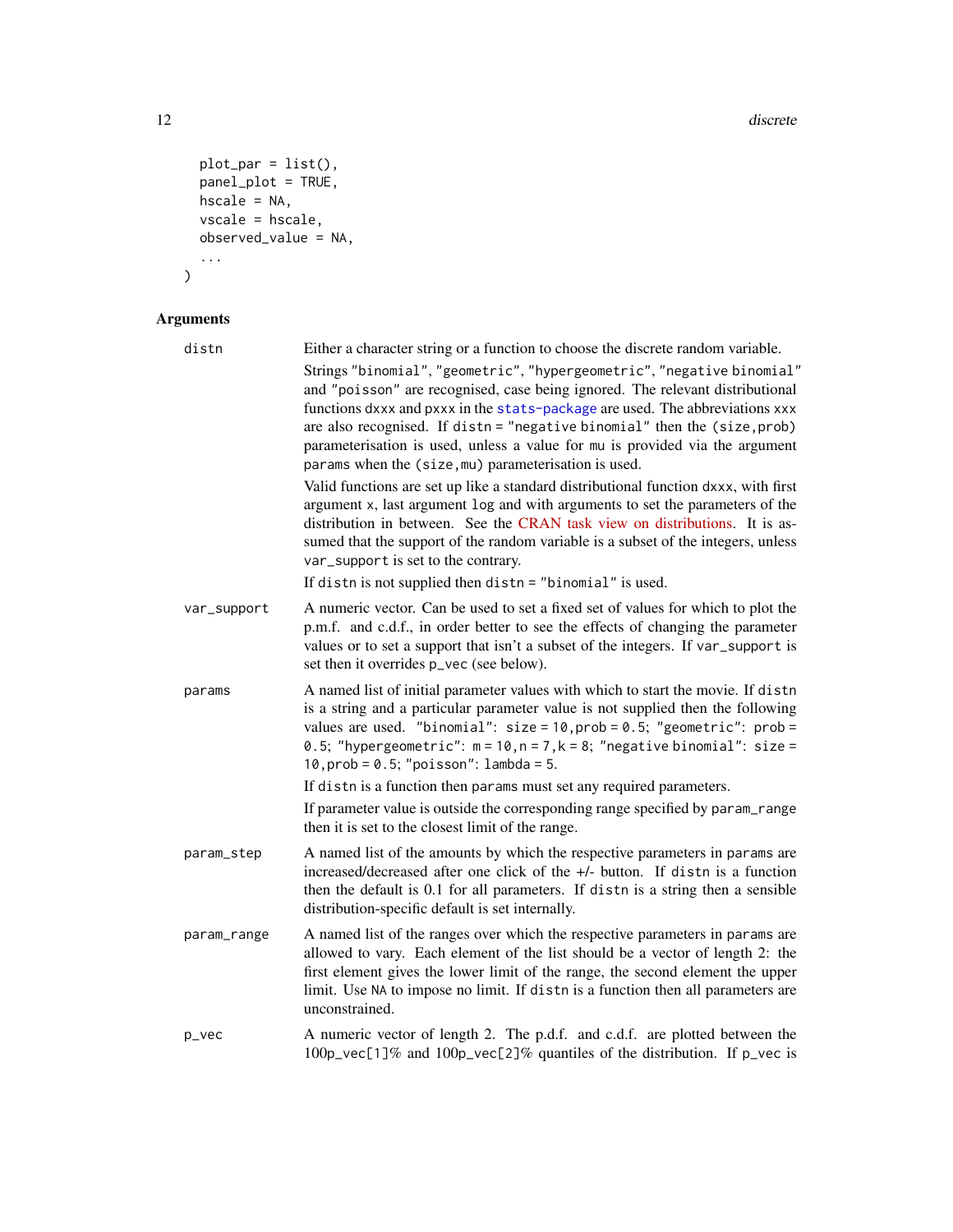```
  plot_par = list(),
  panel_plot = TRUE,
  hscale = NA,
  vscale = hscale,
  observed_value = NA,
  ...
)
```

## Arguments

`distn` — Either a character string or a function to choose the discrete random variable.

Strings `"binomial"`, `"geometric"`, `"hypergeometric"`, `"negative binomial"` and `"poisson"` are recognised, case being ignored. The relevant distributional functions `dxxx` and `pxxx` in the stats-package are used. The abbreviations `xxx` are also recognised. If `distn = "negative binomial"` then the `(size,prob)` parameterisation is used, unless a value for `mu` is provided via the argument `params` when the `(size,mu)` parameterisation is used.

Valid functions are set up like a standard distributional function `dxxx`, with first argument `x`, last argument `log` and with arguments to set the parameters of the distribution in between. See the CRAN task view on distributions. It is assumed that the support of the random variable is a subset of the integers, unless `var_support` is set to the contrary.

If `distn` is not supplied then `distn = "binomial"` is used.

`var_support` — A numeric vector. Can be used to set a fixed set of values for which to plot the p.m.f. and c.d.f., in order better to see the effects of changing the parameter values or to set a support that isn't a subset of the integers. If `var_support` is set then it overrides `p_vec` (see below).

`params` — A named list of initial parameter values with which to start the movie. If `distn` is a string and a particular parameter value is not supplied then the following values are used. `"binomial"`: `size = 10,prob = 0.5`; `"geometric"`: `prob = 0.5`; `"hypergeometric"`: `m = 10,n = 7,k = 8`; `"negative binomial"`: `size = 10,prob = 0.5`; `"poisson"`: `lambda = 5`.

If `distn` is a function then `params` must set any required parameters.

If parameter value is outside the corresponding range specified by `param_range` then it is set to the closest limit of the range.

`param_step` — A named list of the amounts by which the respective parameters in `params` are increased/decreased after one click of the +/- button. If `distn` is a function then the default is 0.1 for all parameters. If `distn` is a string then a sensible distribution-specific default is set internally.

`param_range` — A named list of the ranges over which the respective parameters in `params` are allowed to vary. Each element of the list should be a vector of length 2: the first element gives the lower limit of the range, the second element the upper limit. Use `NA` to impose no limit. If `distn` is a function then all parameters are unconstrained.

`p_vec` — A numeric vector of length 2. The p.d.f. and c.d.f. are plotted between the 100`p_vec[1]`% and 100`p_vec[2]`% quantiles of the distribution. If `p_vec` is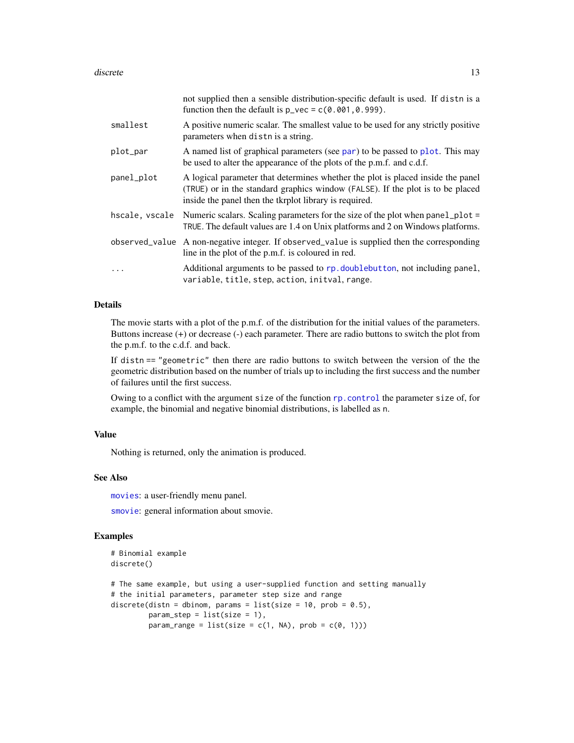| | |
|---|---|
| | not supplied then a sensible distribution-specific default is used. If `distn` is a function then the default is `p_vec = c(0.001,0.999)`. |
| `smallest` | A positive numeric scalar. The smallest value to be used for any strictly positive parameters when `distn` is a string. |
| `plot_par` | A named list of graphical parameters (see `par`) to be passed to `plot`. This may be used to alter the appearance of the plots of the p.m.f. and c.d.f. |
| `panel_plot` | A logical parameter that determines whether the plot is placed inside the panel (`TRUE`) or in the standard graphics window (`FALSE`). If the plot is to be placed inside the panel then the tkrplot library is required. |
| `hscale, vscale` | Numeric scalars. Scaling parameters for the size of the plot when `panel_plot = TRUE`. The default values are 1.4 on Unix platforms and 2 on Windows platforms. |
| `observed_value` | A non-negative integer. If `observed_value` is supplied then the corresponding line in the plot of the p.m.f. is coloured in red. |
| `...` | Additional arguments to be passed to `rp.doublebutton`, not including `panel`, `variable`, `title`, `step`, `action`, `initval`, `range`. |

## Details

The movie starts with a plot of the p.m.f. of the distribution for the initial values of the parameters. Buttons increase (+) or decrease (-) each parameter. There are radio buttons to switch the plot from the p.m.f. to the c.d.f. and back.

If `distn == "geometric"` then there are radio buttons to switch between the version of the the geometric distribution based on the number of trials up to including the first success and the number of failures until the first success.

Owing to a conflict with the argument `size` of the function `rp.control` the parameter `size` of, for example, the binomial and negative binomial distributions, is labelled as `n`.

## Value

Nothing is returned, only the animation is produced.

## See Also

`movies`: a user-friendly menu panel.

`smovie`: general information about smovie.

## Examples

```
# Binomial example
discrete()

# The same example, but using a user-supplied function and setting manually
# the initial parameters, parameter step size and range
discrete(distn = dbinom, params = list(size = 10, prob = 0.5),
         param_step = list(size = 1),
         param_range = list(size = c(1, NA), prob = c(0, 1)))
```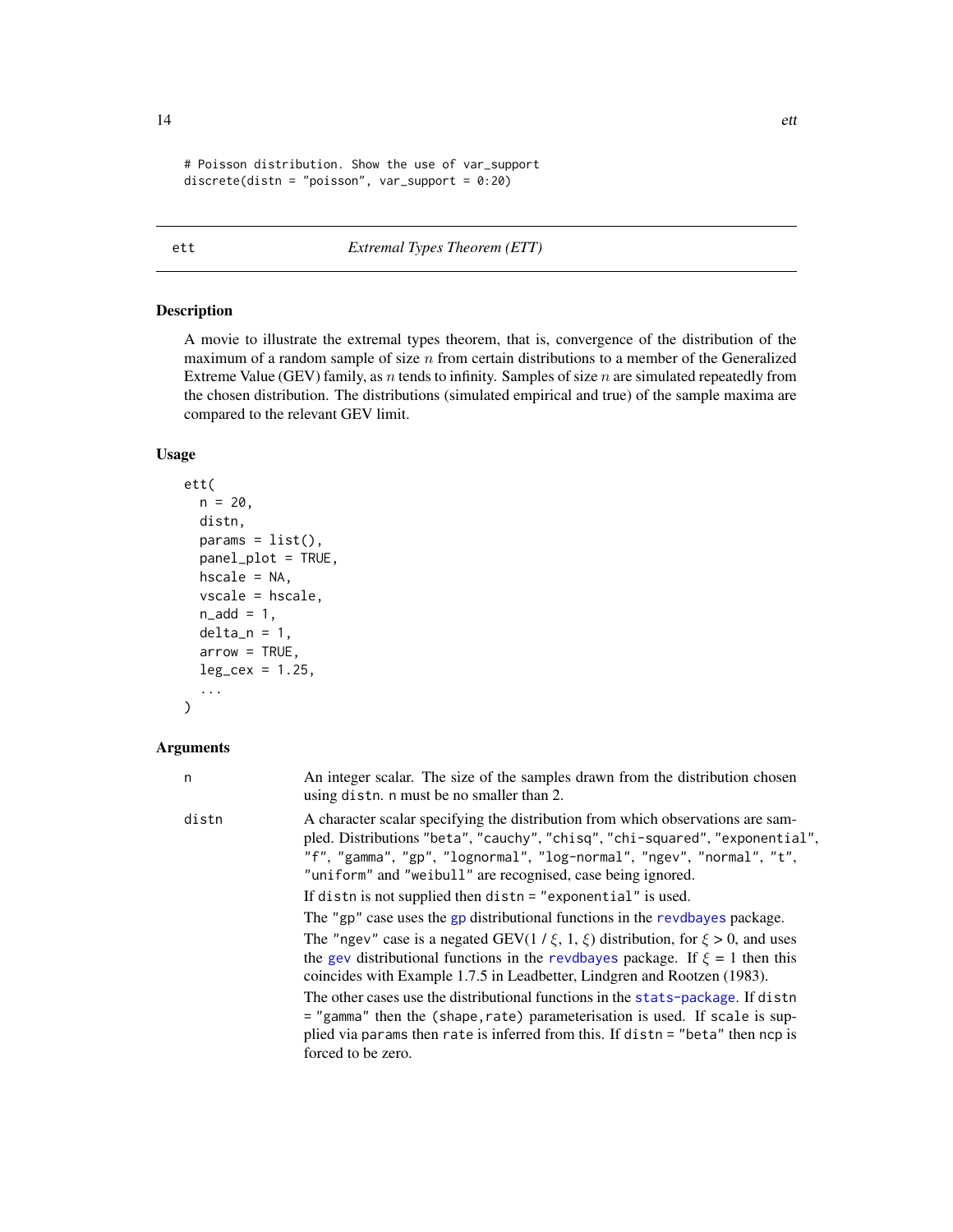```
# Poisson distribution. Show the use of var_support
discrete(distn = "poisson", var_support = 0:20)
```

---

## ett — *Extremal Types Theorem (ETT)*

### Description

A movie to illustrate the extremal types theorem, that is, convergence of the distribution of the maximum of a random sample of size $n$ from certain distributions to a member of the Generalized Extreme Value (GEV) family, as $n$ tends to infinity. Samples of size $n$ are simulated repeatedly from the chosen distribution. The distributions (simulated empirical and true) of the sample maxima are compared to the relevant GEV limit.

### Usage

```
ett(
  n = 20,
  distn,
  params = list(),
  panel_plot = TRUE,
  hscale = NA,
  vscale = hscale,
  n_add = 1,
  delta_n = 1,
  arrow = TRUE,
  leg_cex = 1.25,
  ...
)
```

### Arguments

`n` — An integer scalar. The size of the samples drawn from the distribution chosen using `distn`. `n` must be no smaller than 2.

`distn` — A character scalar specifying the distribution from which observations are sampled. Distributions `"beta"`, `"cauchy"`, `"chisq"`, `"chi-squared"`, `"exponential"`, `"f"`, `"gamma"`, `"gp"`, `"lognormal"`, `"log-normal"`, `"ngev"`, `"normal"`, `"t"`, `"uniform"` and `"weibull"` are recognised, case being ignored.

If `distn` is not supplied then `distn = "exponential"` is used.

The `"gp"` case uses the gp distributional functions in the revdbayes package.

The `"ngev"` case is a negated GEV($1$ / $\xi$, $1$, $\xi$) distribution, for $\xi > 0$, and uses the gev distributional functions in the revdbayes package. If $\xi = 1$ then this coincides with Example 1.7.5 in Leadbetter, Lindgren and Rootzen (1983).

The other cases use the distributional functions in the stats-package. If `distn = "gamma"` then the `(shape,rate)` parameterisation is used. If `scale` is supplied via `params` then `rate` is inferred from this. If `distn = "beta"` then `ncp` is forced to be zero.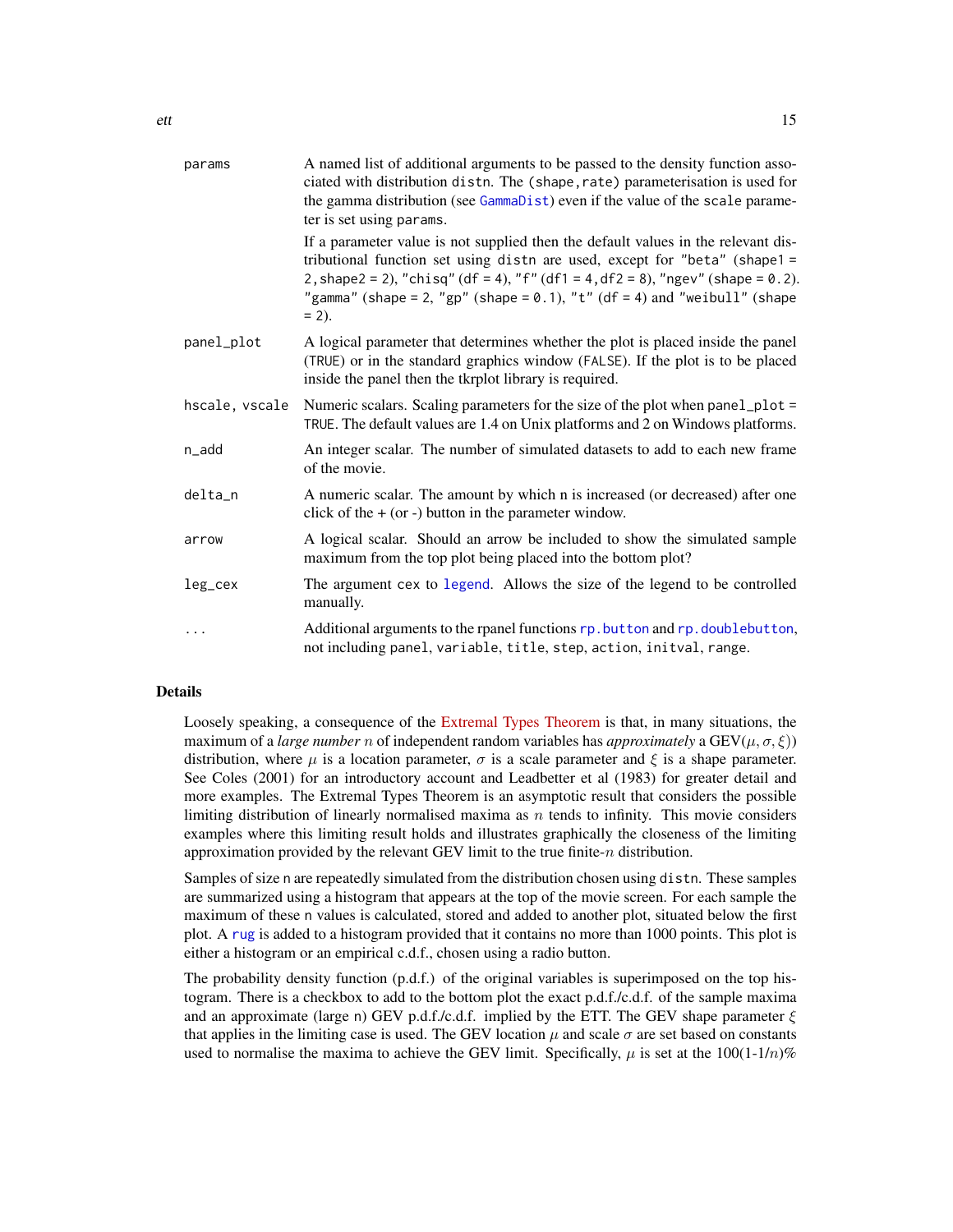| | |
|---|---|
| params | A named list of additional arguments to be passed to the density function associated with distribution distn. The (shape,rate) parameterisation is used for the gamma distribution (see GammaDist) even if the value of the scale parameter is set using params.<br><br>If a parameter value is not supplied then the default values in the relevant distributional function set using distn are used, except for "beta" (shape1 = 2,shape2 = 2), "chisq" (df = 4), "f" (df1 = 4,df2 = 8), "ngev" (shape = 0.2). "gamma" (shape = 2, "gp" (shape = 0.1), "t" (df = 4) and "weibull" (shape = 2). |
| panel_plot | A logical parameter that determines whether the plot is placed inside the panel (TRUE) or in the standard graphics window (FALSE). If the plot is to be placed inside the panel then the tkrplot library is required. |
| hscale, vscale | Numeric scalars. Scaling parameters for the size of the plot when panel_plot = TRUE. The default values are 1.4 on Unix platforms and 2 on Windows platforms. |
| n_add | An integer scalar. The number of simulated datasets to add to each new frame of the movie. |
| delta_n | A numeric scalar. The amount by which n is increased (or decreased) after one click of the + (or -) button in the parameter window. |
| arrow | A logical scalar. Should an arrow be included to show the simulated sample maximum from the top plot being placed into the bottom plot? |
| leg_cex | The argument cex to legend. Allows the size of the legend to be controlled manually. |
| ... | Additional arguments to the rpanel functions rp.button and rp.doublebutton, not including panel, variable, title, step, action, initval, range. |

## Details

Loosely speaking, a consequence of the Extremal Types Theorem is that, in many situations, the maximum of a *large number* $n$ of independent random variables has *approximately* a GEV($\mu, \sigma, \xi$)) distribution, where $\mu$ is a location parameter, $\sigma$ is a scale parameter and $\xi$ is a shape parameter. See Coles (2001) for an introductory account and Leadbetter et al (1983) for greater detail and more examples. The Extremal Types Theorem is an asymptotic result that considers the possible limiting distribution of linearly normalised maxima as $n$ tends to infinity. This movie considers examples where this limiting result holds and illustrates graphically the closeness of the limiting approximation provided by the relevant GEV limit to the true finite-$n$ distribution.

Samples of size n are repeatedly simulated from the distribution chosen using distn. These samples are summarized using a histogram that appears at the top of the movie screen. For each sample the maximum of these n values is calculated, stored and added to another plot, situated below the first plot. A rug is added to a histogram provided that it contains no more than 1000 points. This plot is either a histogram or an empirical c.d.f., chosen using a radio button.

The probability density function (p.d.f.) of the original variables is superimposed on the top histogram. There is a checkbox to add to the bottom plot the exact p.d.f./c.d.f. of the sample maxima and an approximate (large n) GEV p.d.f./c.d.f. implied by the ETT. The GEV shape parameter $\xi$ that applies in the limiting case is used. The GEV location $\mu$ and scale $\sigma$ are set based on constants used to normalise the maxima to achieve the GEV limit. Specifically, $\mu$ is set at the 100(1-1/$n$)%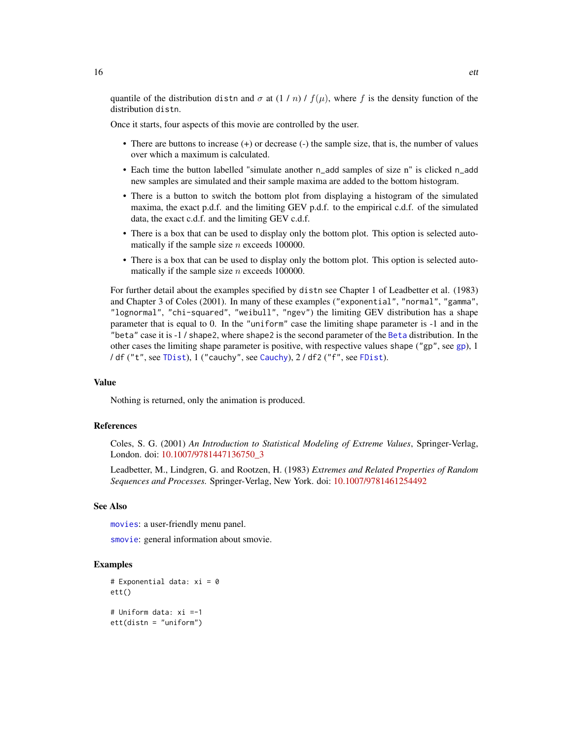quantile of the distribution `distn` and $\sigma$ at (1 / $n$) / $f(\mu)$, where $f$ is the density function of the distribution `distn`.

Once it starts, four aspects of this movie are controlled by the user.

- There are buttons to increase (+) or decrease (-) the sample size, that is, the number of values over which a maximum is calculated.
- Each time the button labelled "simulate another `n_add` samples of size n" is clicked `n_add` new samples are simulated and their sample maxima are added to the bottom histogram.
- There is a button to switch the bottom plot from displaying a histogram of the simulated maxima, the exact p.d.f. and the limiting GEV p.d.f. to the empirical c.d.f. of the simulated data, the exact c.d.f. and the limiting GEV c.d.f.
- There is a box that can be used to display only the bottom plot. This option is selected automatically if the sample size $n$ exceeds 100000.
- There is a box that can be used to display only the bottom plot. This option is selected automatically if the sample size $n$ exceeds 100000.

For further detail about the examples specified by `distn` see Chapter 1 of Leadbetter et al. (1983) and Chapter 3 of Coles (2001). In many of these examples (`"exponential"`, `"normal"`, `"gamma"`, `"lognormal"`, `"chi-squared"`, `"weibull"`, `"ngev"`) the limiting GEV distribution has a shape parameter that is equal to 0. In the `"uniform"` case the limiting shape parameter is -1 and in the `"beta"` case it is -1 / `shape2`, where `shape2` is the second parameter of the `Beta` distribution. In the other cases the limiting shape parameter is positive, with respective values `shape` (`"gp"`, see `gp`), 1 / `df` (`"t"`, see `TDist`), 1 (`"cauchy"`, see `Cauchy`), 2 / `df2` (`"f"`, see `FDist`).

## Value

Nothing is returned, only the animation is produced.

## References

Coles, S. G. (2001) *An Introduction to Statistical Modeling of Extreme Values*, Springer-Verlag, London. doi: 10.1007/9781447136750_3

Leadbetter, M., Lindgren, G. and Rootzen, H. (1983) *Extremes and Related Properties of Random Sequences and Processes.* Springer-Verlag, New York. doi: 10.1007/9781461254492

## See Also

`movies`: a user-friendly menu panel.

`smovie`: general information about smovie.

## Examples

```
# Exponential data: xi = 0
ett()

# Uniform data: xi =-1
ett(distn = "uniform")
```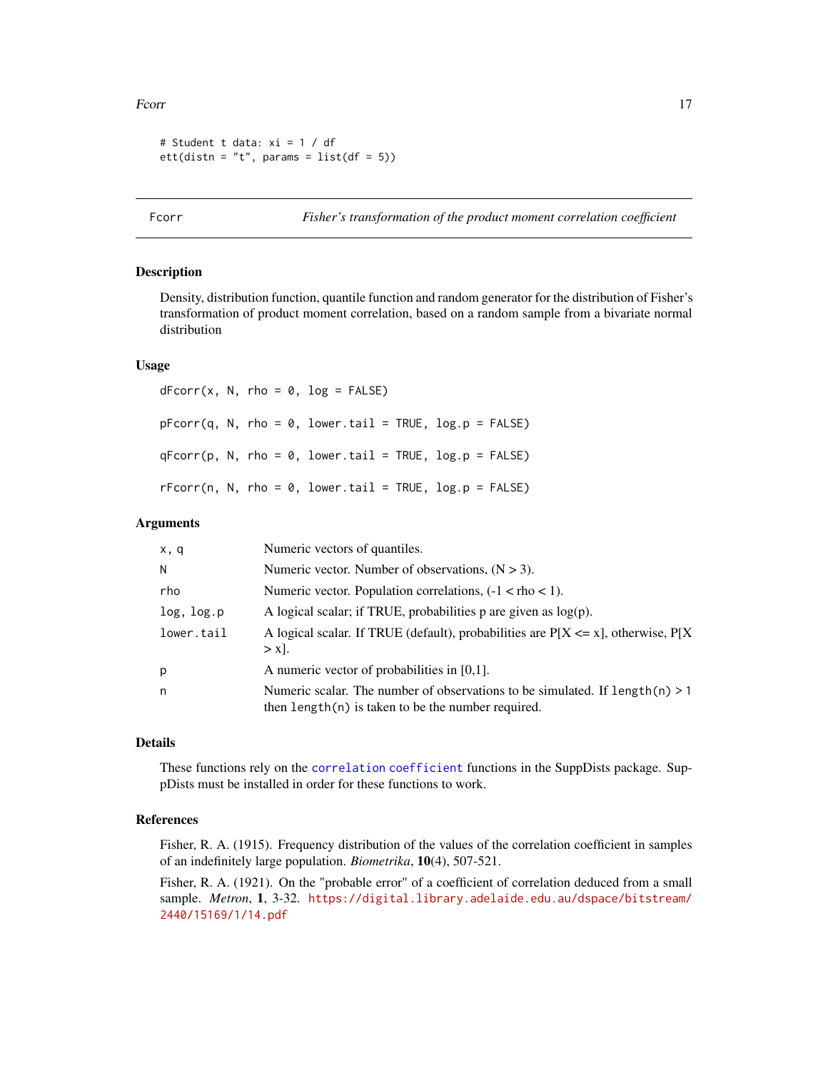```
# Student t data: xi = 1 / df
ett(distn = "t", params = list(df = 5))
```

## Fcorr — *Fisher's transformation of the product moment correlation coefficient*

### Description

Density, distribution function, quantile function and random generator for the distribution of Fisher's transformation of product moment correlation, based on a random sample from a bivariate normal distribution

### Usage

```
dFcorr(x, N, rho = 0, log = FALSE)

pFcorr(q, N, rho = 0, lower.tail = TRUE, log.p = FALSE)

qFcorr(p, N, rho = 0, lower.tail = TRUE, log.p = FALSE)

rFcorr(n, N, rho = 0, lower.tail = TRUE, log.p = FALSE)
```

### Arguments

| | |
|---|---|
| `x, q` | Numeric vectors of quantiles. |
| `N` | Numeric vector. Number of observations, (N > 3). |
| `rho` | Numeric vector. Population correlations, (-1 < rho < 1). |
| `log, log.p` | A logical scalar; if TRUE, probabilities p are given as log(p). |
| `lower.tail` | A logical scalar. If TRUE (default), probabilities are P[X <= x], otherwise, P[X > x]. |
| `p` | A numeric vector of probabilities in [0,1]. |
| `n` | Numeric scalar. The number of observations to be simulated. If `length(n) > 1` then `length(n)` is taken to be the number required. |

### Details

These functions rely on the `correlation coefficient` functions in the SuppDists package. SuppDists must be installed in order for these functions to work.

### References

Fisher, R. A. (1915). Frequency distribution of the values of the correlation coefficient in samples of an indefinitely large population. *Biometrika*, **10**(4), 507-521.

Fisher, R. A. (1921). On the "probable error" of a coefficient of correlation deduced from a small sample. *Metron*, **1**, 3-32. https://digital.library.adelaide.edu.au/dspace/bitstream/2440/15169/1/14.pdf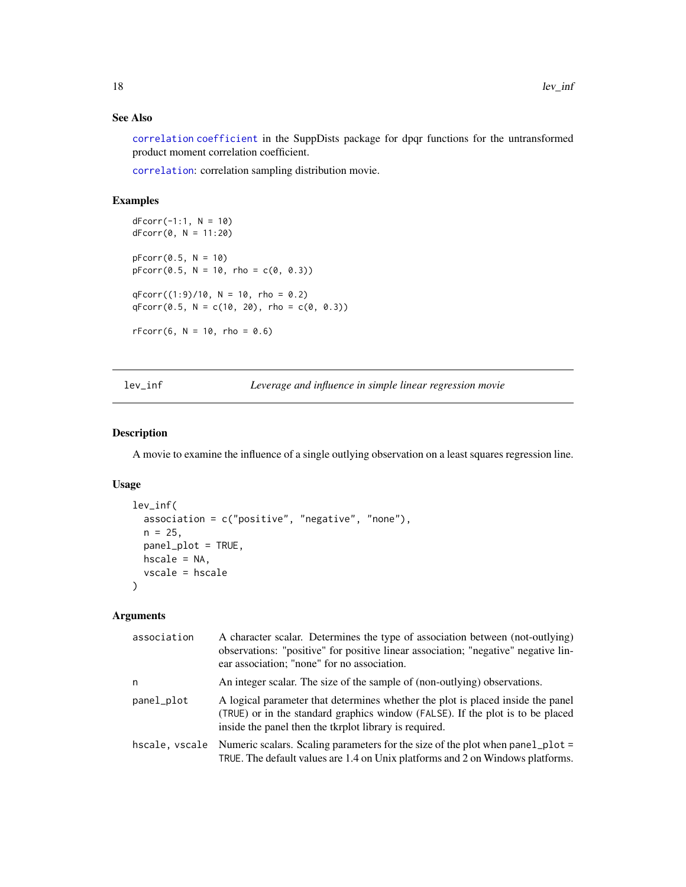## See Also

correlation coefficient in the SuppDists package for dpqr functions for the untransformed product moment correlation coefficient.

correlation: correlation sampling distribution movie.

## Examples

```
dFcorr(-1:1, N = 10)
dFcorr(0, N = 11:20)

pFcorr(0.5, N = 10)
pFcorr(0.5, N = 10, rho = c(0, 0.3))

qFcorr((1:9)/10, N = 10, rho = 0.2)
qFcorr(0.5, N = c(10, 20), rho = c(0, 0.3))

rFcorr(6, N = 10, rho = 0.6)
```

---

# lev_inf — *Leverage and influence in simple linear regression movie*

## Description

A movie to examine the influence of a single outlying observation on a least squares regression line.

## Usage

```
lev_inf(
  association = c("positive", "negative", "none"),
  n = 25,
  panel_plot = TRUE,
  hscale = NA,
  vscale = hscale
)
```

## Arguments

| | |
|---|---|
| association | A character scalar. Determines the type of association between (not-outlying) observations: "positive" for positive linear association; "negative" negative linear association; "none" for no association. |
| n | An integer scalar. The size of the sample of (non-outlying) observations. |
| panel_plot | A logical parameter that determines whether the plot is placed inside the panel (TRUE) or in the standard graphics window (FALSE). If the plot is to be placed inside the panel then the tkrplot library is required. |
| hscale, vscale | Numeric scalars. Scaling parameters for the size of the plot when panel_plot = TRUE. The default values are 1.4 on Unix platforms and 2 on Windows platforms. |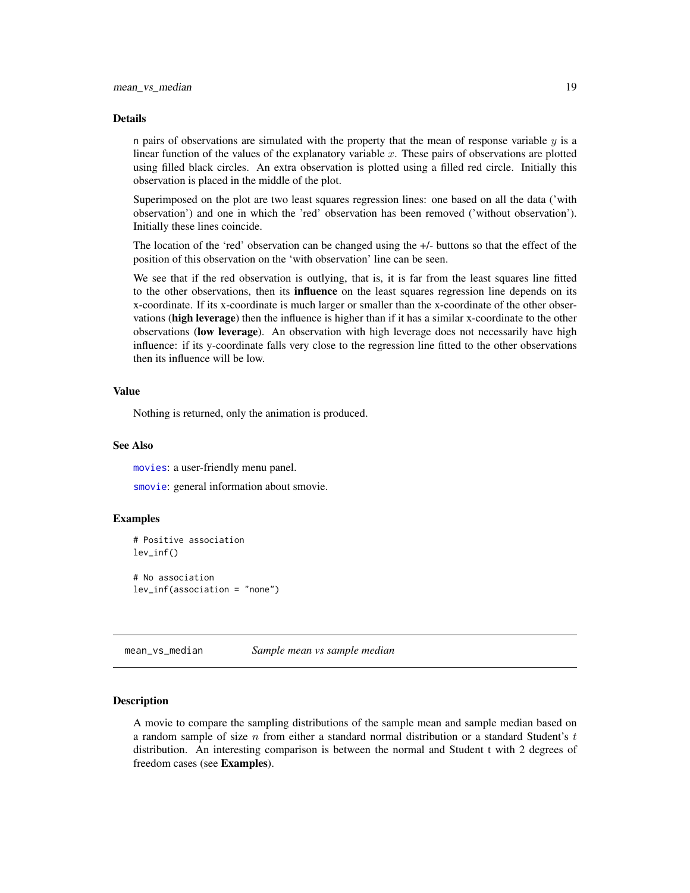### Details

n pairs of observations are simulated with the property that the mean of response variable $y$ is a linear function of the values of the explanatory variable $x$. These pairs of observations are plotted using filled black circles. An extra observation is plotted using a filled red circle. Initially this observation is placed in the middle of the plot.

Superimposed on the plot are two least squares regression lines: one based on all the data ('with observation') and one in which the 'red' observation has been removed ('without observation'). Initially these lines coincide.

The location of the 'red' observation can be changed using the +/- buttons so that the effect of the position of this observation on the 'with observation' line can be seen.

We see that if the red observation is outlying, that is, it is far from the least squares line fitted to the other observations, then its **influence** on the least squares regression line depends on its x-coordinate. If its x-coordinate is much larger or smaller than the x-coordinate of the other observations (**high leverage**) then the influence is higher than if it has a similar x-coordinate to the other observations (**low leverage**). An observation with high leverage does not necessarily have high influence: if its y-coordinate falls very close to the regression line fitted to the other observations then its influence will be low.

### Value

Nothing is returned, only the animation is produced.

### See Also

movies: a user-friendly menu panel.

smovie: general information about smovie.

### Examples

```
# Positive association
lev_inf()

# No association
lev_inf(association = "none")
```

---

## mean_vs_median *Sample mean vs sample median*

### Description

A movie to compare the sampling distributions of the sample mean and sample median based on a random sample of size $n$ from either a standard normal distribution or a standard Student's $t$ distribution. An interesting comparison is between the normal and Student t with 2 degrees of freedom cases (see **Examples**).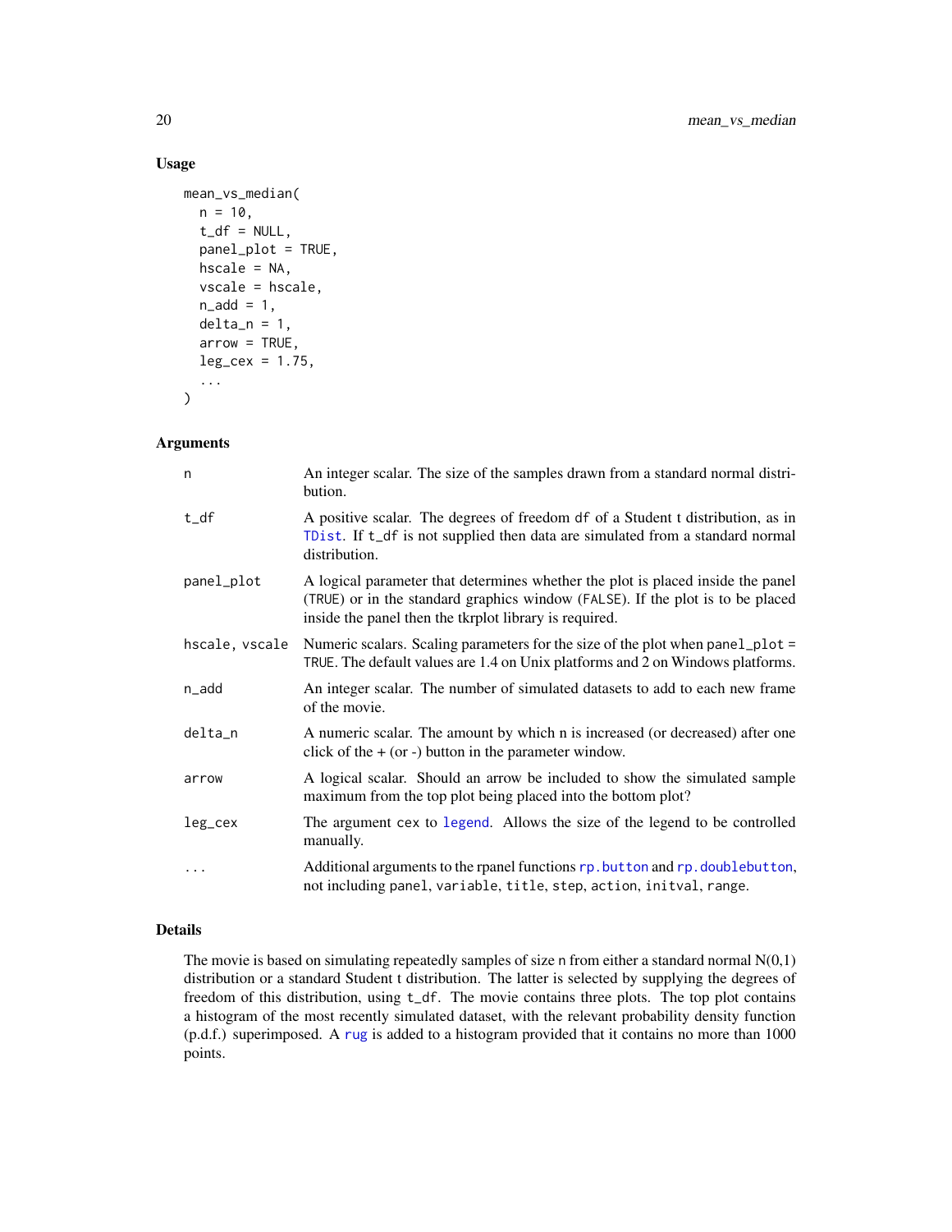## Usage

```
mean_vs_median(
  n = 10,
  t_df = NULL,
  panel_plot = TRUE,
  hscale = NA,
  vscale = hscale,
  n_add = 1,
  delta_n = 1,
  arrow = TRUE,
  leg_cex = 1.75,
  ...
)
```

## Arguments

| | |
|---|---|
| `n` | An integer scalar. The size of the samples drawn from a standard normal distribution. |
| `t_df` | A positive scalar. The degrees of freedom `df` of a Student t distribution, as in `TDist`. If `t_df` is not supplied then data are simulated from a standard normal distribution. |
| `panel_plot` | A logical parameter that determines whether the plot is placed inside the panel (`TRUE`) or in the standard graphics window (`FALSE`). If the plot is to be placed inside the panel then the tkrplot library is required. |
| `hscale, vscale` | Numeric scalars. Scaling parameters for the size of the plot when `panel_plot = TRUE`. The default values are 1.4 on Unix platforms and 2 on Windows platforms. |
| `n_add` | An integer scalar. The number of simulated datasets to add to each new frame of the movie. |
| `delta_n` | A numeric scalar. The amount by which n is increased (or decreased) after one click of the + (or -) button in the parameter window. |
| `arrow` | A logical scalar. Should an arrow be included to show the simulated sample maximum from the top plot being placed into the bottom plot? |
| `leg_cex` | The argument `cex` to `legend`. Allows the size of the legend to be controlled manually. |
| `...` | Additional arguments to the rpanel functions `rp.button` and `rp.doublebutton`, not including `panel`, `variable`, `title`, `step`, `action`, `initval`, `range`. |

## Details

The movie is based on simulating repeatedly samples of size `n` from either a standard normal N(0,1) distribution or a standard Student t distribution. The latter is selected by supplying the degrees of freedom of this distribution, using `t_df`. The movie contains three plots. The top plot contains a histogram of the most recently simulated dataset, with the relevant probability density function (p.d.f.) superimposed. A `rug` is added to a histogram provided that it contains no more than 1000 points.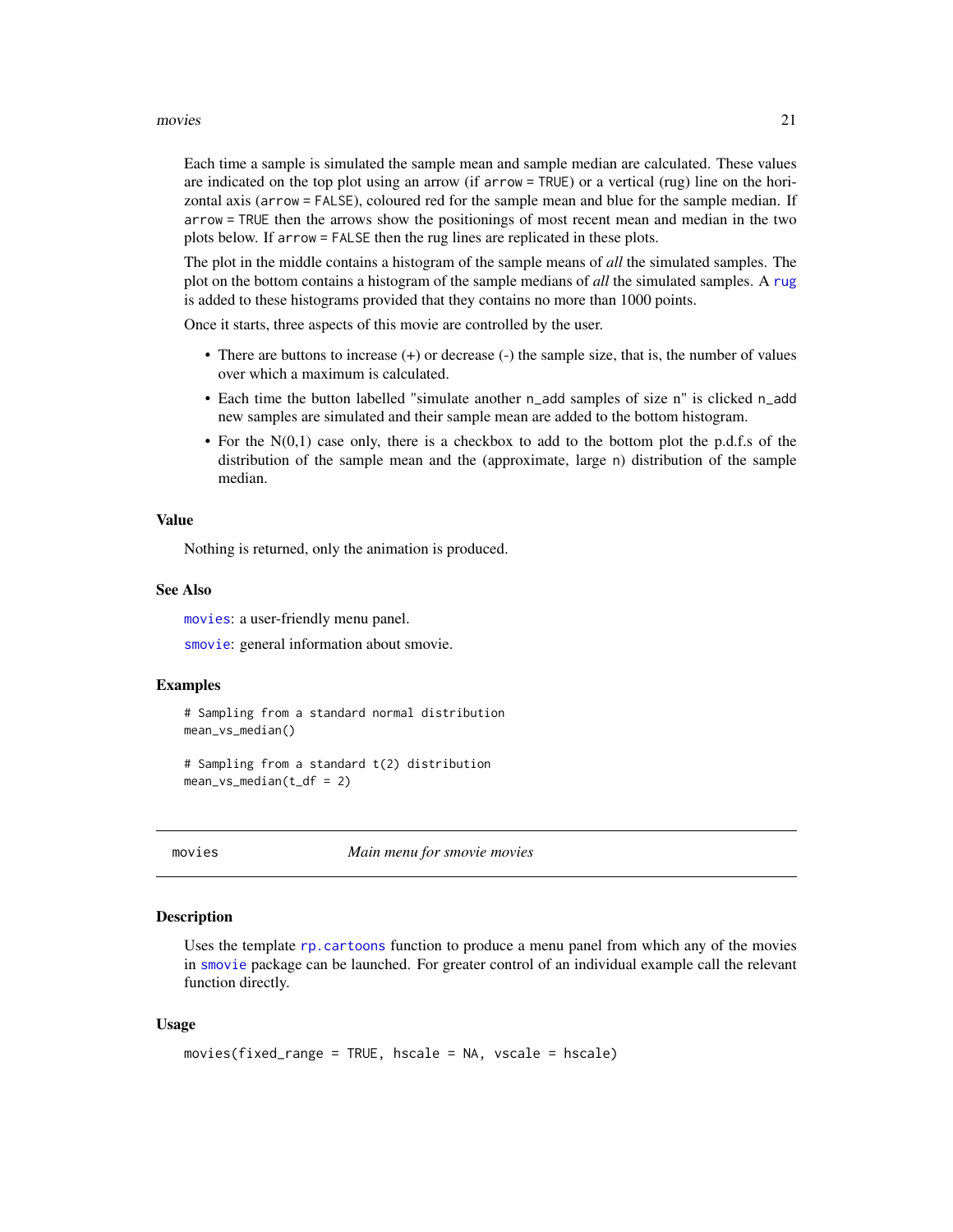Each time a sample is simulated the sample mean and sample median are calculated. These values are indicated on the top plot using an arrow (if `arrow = TRUE`) or a vertical (rug) line on the horizontal axis (`arrow = FALSE`), coloured red for the sample mean and blue for the sample median. If `arrow = TRUE` then the arrows show the positionings of most recent mean and median in the two plots below. If `arrow = FALSE` then the rug lines are replicated in these plots.

The plot in the middle contains a histogram of the sample means of *all* the simulated samples. The plot on the bottom contains a histogram of the sample medians of *all* the simulated samples. A rug is added to these histograms provided that they contains no more than 1000 points.

Once it starts, three aspects of this movie are controlled by the user.

- There are buttons to increase (+) or decrease (-) the sample size, that is, the number of values over which a maximum is calculated.
- Each time the button labelled "simulate another `n_add` samples of size n" is clicked `n_add` new samples are simulated and their sample mean are added to the bottom histogram.
- For the N(0,1) case only, there is a checkbox to add to the bottom plot the p.d.f.s of the distribution of the sample mean and the (approximate, large `n`) distribution of the sample median.

### Value

Nothing is returned, only the animation is produced.

### See Also

`movies`: a user-friendly menu panel.

`smovie`: general information about smovie.

### Examples

```
# Sampling from a standard normal distribution
mean_vs_median()

# Sampling from a standard t(2) distribution
mean_vs_median(t_df = 2)
```

---

## movies — *Main menu for smovie movies*

### Description

Uses the template `rp.cartoons` function to produce a menu panel from which any of the movies in `smovie` package can be launched. For greater control of an individual example call the relevant function directly.

### Usage

```
movies(fixed_range = TRUE, hscale = NA, vscale = hscale)
```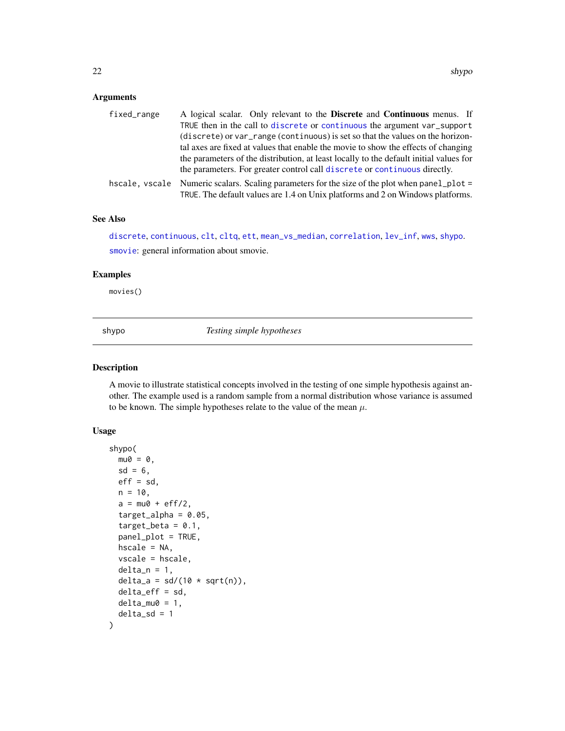## Arguments

| | |
|---|---|
| `fixed_range` | A logical scalar. Only relevant to the **Discrete** and **Continuous** menus. If `TRUE` then in the call to `discrete` or `continuous` the argument `var_support` (`discrete`) or `var_range` (`continuous`) is set so that the values on the horizontal axes are fixed at values that enable the movie to show the effects of changing the parameters of the distribution, at least locally to the default initial values for the parameters. For greater control call `discrete` or `continuous` directly. |
| `hscale, vscale` | Numeric scalars. Scaling parameters for the size of the plot when `panel_plot = TRUE`. The default values are 1.4 on Unix platforms and 2 on Windows platforms. |

## See Also

`discrete`, `continuous`, `clt`, `cltq`, `ett`, `mean_vs_median`, `correlation`, `lev_inf`, `wws`, `shypo`.

`smovie`: general information about smovie.

## Examples

```
movies()
```

---

# shypo *Testing simple hypotheses*

## Description

A movie to illustrate statistical concepts involved in the testing of one simple hypothesis against another. The example used is a random sample from a normal distribution whose variance is assumed to be known. The simple hypotheses relate to the value of the mean $\mu$.

## Usage

```
shypo(
  mu0 = 0,
  sd = 6,
  eff = sd,
  n = 10,
  a = mu0 + eff/2,
  target_alpha = 0.05,
  target_beta = 0.1,
  panel_plot = TRUE,
  hscale = NA,
  vscale = hscale,
  delta_n = 1,
  delta_a = sd/(10 * sqrt(n)),
  delta_eff = sd,
  delta_mu0 = 1,
  delta_sd = 1
)
```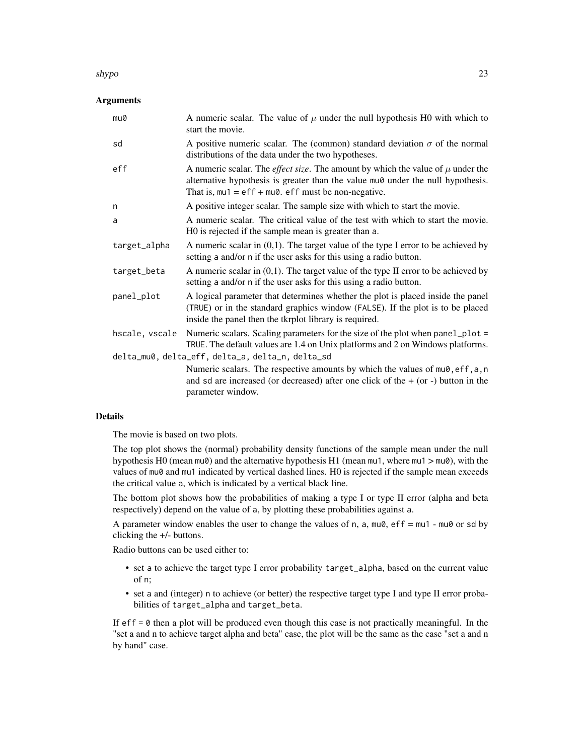## Arguments

| | |
|---|---|
| `mu0` | A numeric scalar. The value of $\mu$ under the null hypothesis H0 with which to start the movie. |
| `sd` | A positive numeric scalar. The (common) standard deviation $\sigma$ of the normal distributions of the data under the two hypotheses. |
| `eff` | A numeric scalar. The *effect size*. The amount by which the value of $\mu$ under the alternative hypothesis is greater than the value `mu0` under the null hypothesis. That is, `mu1 = eff + mu0`. `eff` must be non-negative. |
| `n` | A positive integer scalar. The sample size with which to start the movie. |
| `a` | A numeric scalar. The critical value of the test with which to start the movie. H0 is rejected if the sample mean is greater than `a`. |
| `target_alpha` | A numeric scalar in (0,1). The target value of the type I error to be achieved by setting `a` and/or `n` if the user asks for this using a radio button. |
| `target_beta` | A numeric scalar in (0,1). The target value of the type II error to be achieved by setting `a` and/or `n` if the user asks for this using a radio button. |
| `panel_plot` | A logical parameter that determines whether the plot is placed inside the panel (`TRUE`) or in the standard graphics window (`FALSE`). If the plot is to be placed inside the panel then the tkrplot library is required. |
| `hscale, vscale` | Numeric scalars. Scaling parameters for the size of the plot when `panel_plot = TRUE`. The default values are 1.4 on Unix platforms and 2 on Windows platforms. |
| `delta_mu0, delta_eff, delta_a, delta_n, delta_sd` | Numeric scalars. The respective amounts by which the values of `mu0,eff,a,n` and `sd` are increased (or decreased) after one click of the + (or -) button in the parameter window. |

## Details

The movie is based on two plots.

The top plot shows the (normal) probability density functions of the sample mean under the null hypothesis H0 (mean `mu0`) and the alternative hypothesis H1 (mean `mu1`, where `mu1 > mu0`), with the values of `mu0` and `mu1` indicated by vertical dashed lines. H0 is rejected if the sample mean exceeds the critical value `a`, which is indicated by a vertical black line.

The bottom plot shows how the probabilities of making a type I or type II error (alpha and beta respectively) depend on the value of `a`, by plotting these probabilities against `a`.

A parameter window enables the user to change the values of `n`, `a`, `mu0`, `eff = mu1 - mu0` or `sd` by clicking the +/- buttons.

Radio buttons can be used either to:

- set `a` to achieve the target type I error probability `target_alpha`, based on the current value of `n`;
- set `a` and (integer) `n` to achieve (or better) the respective target type I and type II error probabilities of `target_alpha` and `target_beta`.

If `eff = 0` then a plot will be produced even though this case is not practically meaningful. In the "set a and n to achieve target alpha and beta" case, the plot will be the same as the case "set a and n by hand" case.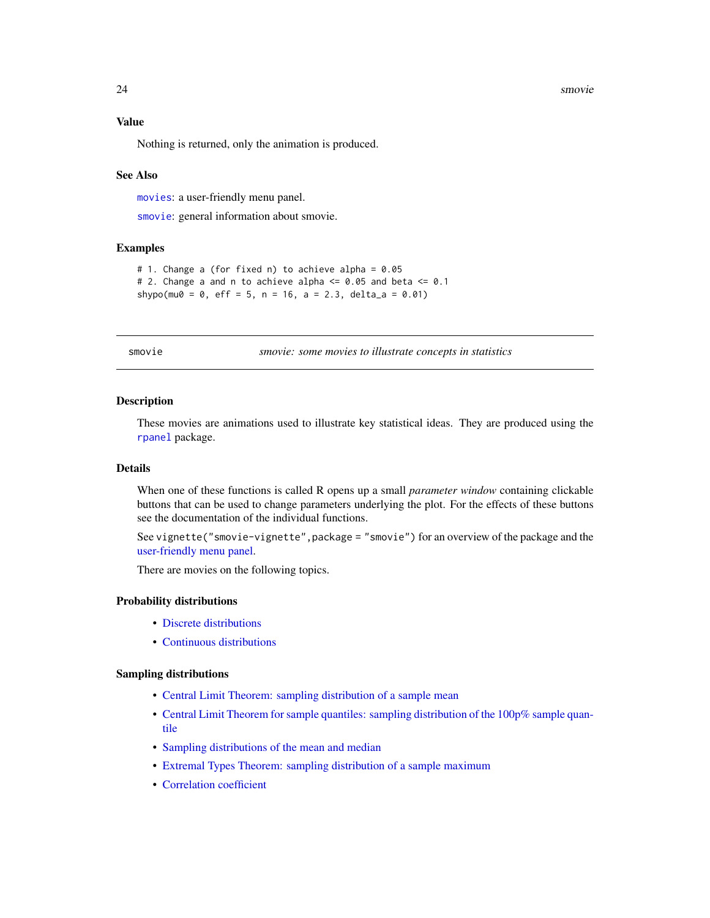### Value

Nothing is returned, only the animation is produced.

### See Also

movies: a user-friendly menu panel.

smovie: general information about smovie.

### Examples

```
# 1. Change a (for fixed n) to achieve alpha = 0.05
# 2. Change a and n to achieve alpha <= 0.05 and beta <= 0.1
shypo(mu0 = 0, eff = 5, n = 16, a = 2.3, delta_a = 0.01)
```

---

## smovie — *smovie: some movies to illustrate concepts in statistics*

### Description

These movies are animations used to illustrate key statistical ideas. They are produced using the rpanel package.

### Details

When one of these functions is called R opens up a small *parameter window* containing clickable buttons that can be used to change parameters underlying the plot. For the effects of these buttons see the documentation of the individual functions.

See `vignette("smovie-vignette",package = "smovie")` for an overview of the package and the user-friendly menu panel.

There are movies on the following topics.

### Probability distributions

- Discrete distributions
- Continuous distributions

### Sampling distributions

- Central Limit Theorem: sampling distribution of a sample mean
- Central Limit Theorem for sample quantiles: sampling distribution of the 100p% sample quantile
- Sampling distributions of the mean and median
- Extremal Types Theorem: sampling distribution of a sample maximum
- Correlation coefficient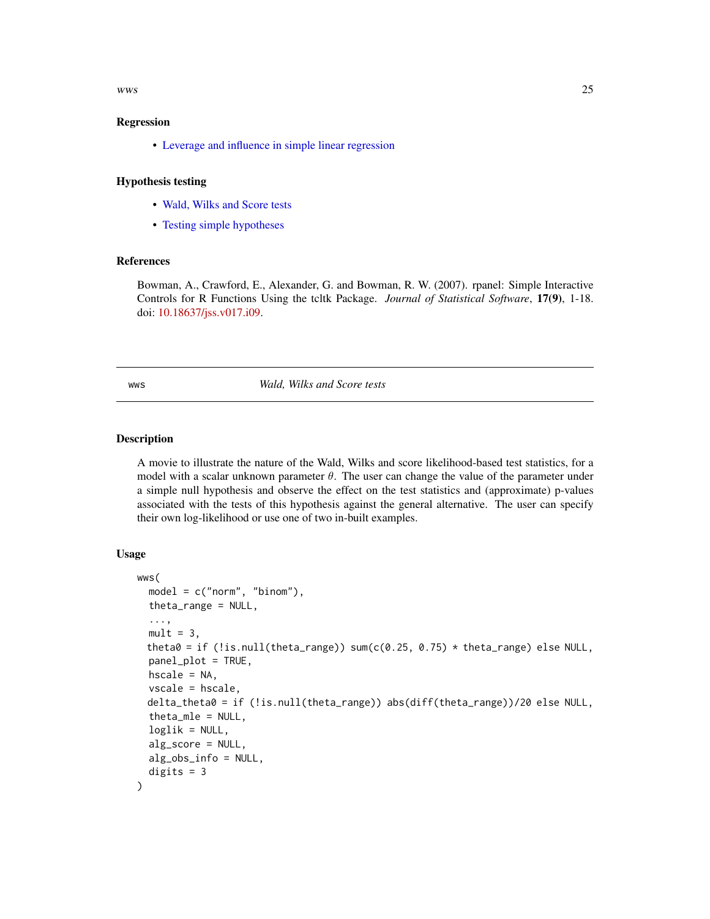### Regression

- Leverage and influence in simple linear regression

### Hypothesis testing

- Wald, Wilks and Score tests
- Testing simple hypotheses

### References

Bowman, A., Crawford, E., Alexander, G. and Bowman, R. W. (2007). rpanel: Simple Interactive Controls for R Functions Using the tcltk Package. *Journal of Statistical Software*, **17(9)**, 1-18. doi: 10.18637/jss.v017.i09.

---

## wws — *Wald, Wilks and Score tests*

---

### Description

A movie to illustrate the nature of the Wald, Wilks and score likelihood-based test statistics, for a model with a scalar unknown parameter $\theta$. The user can change the value of the parameter under a simple null hypothesis and observe the effect on the test statistics and (approximate) p-values associated with the tests of this hypothesis against the general alternative. The user can specify their own log-likelihood or use one of two in-built examples.

### Usage

```
wws(
  model = c("norm", "binom"),
  theta_range = NULL,
  ...,
  mult = 3,
  theta0 = if (!is.null(theta_range)) sum(c(0.25, 0.75) * theta_range) else NULL,
  panel_plot = TRUE,
  hscale = NA,
  vscale = hscale,
  delta_theta0 = if (!is.null(theta_range)) abs(diff(theta_range))/20 else NULL,
  theta_mle = NULL,
  loglik = NULL,
  alg_score = NULL,
  alg_obs_info = NULL,
  digits = 3
)
```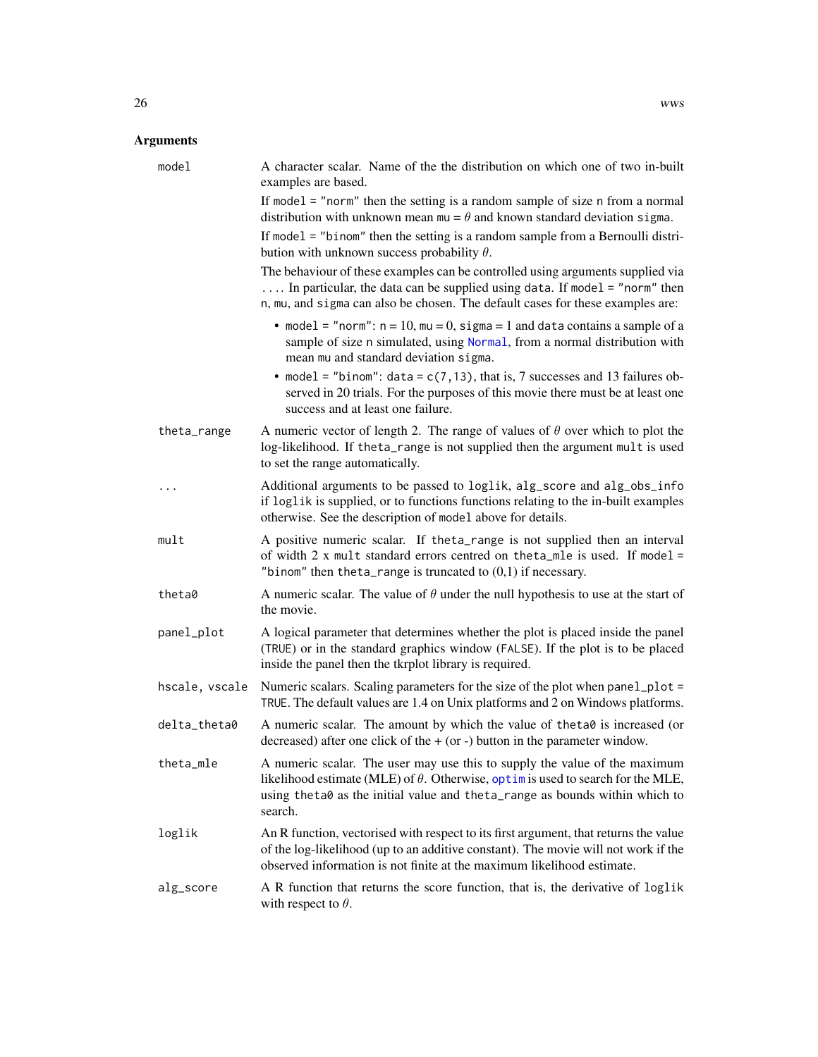## Arguments

`model`
: A character scalar. Name of the the distribution on which one of two in-built examples are based.

  If `model = "norm"` then the setting is a random sample of size `n` from a normal distribution with unknown mean `mu` = $\theta$ and known standard deviation `sigma`.

  If `model = "binom"` then the setting is a random sample from a Bernoulli distribution with unknown success probability $\theta$.

  The behaviour of these examples can be controlled using arguments supplied via `...`. In particular, the data can be supplied using `data`. If `model = "norm"` then `n`, `mu`, and `sigma` can also be chosen. The default cases for these examples are:

  - `model = "norm"`: `n = 10`, `mu = 0`, `sigma = 1` and `data` contains a sample of a sample of size `n` simulated, using Normal, from a normal distribution with mean `mu` and standard deviation `sigma`.
  - `model = "binom"`: `data = c(7,13)`, that is, 7 successes and 13 failures observed in 20 trials. For the purposes of this movie there must be at least one success and at least one failure.

`theta_range`
: A numeric vector of length 2. The range of values of $\theta$ over which to plot the log-likelihood. If `theta_range` is not supplied then the argument `mult` is used to set the range automatically.

`...`
: Additional arguments to be passed to `loglik`, `alg_score` and `alg_obs_info` if `loglik` is supplied, or to functions functions relating to the in-built examples otherwise. See the description of `model` above for details.

`mult`
: A positive numeric scalar. If `theta_range` is not supplied then an interval of width 2 x `mult` standard errors centred on `theta_mle` is used. If `model = "binom"` then `theta_range` is truncated to (0,1) if necessary.

`theta0`
: A numeric scalar. The value of $\theta$ under the null hypothesis to use at the start of the movie.

`panel_plot`
: A logical parameter that determines whether the plot is placed inside the panel (`TRUE`) or in the standard graphics window (`FALSE`). If the plot is to be placed inside the panel then the tkrplot library is required.

`hscale, vscale`
: Numeric scalars. Scaling parameters for the size of the plot when `panel_plot = TRUE`. The default values are 1.4 on Unix platforms and 2 on Windows platforms.

`delta_theta0`
: A numeric scalar. The amount by which the value of `theta0` is increased (or decreased) after one click of the + (or -) button in the parameter window.

`theta_mle`
: A numeric scalar. The user may use this to supply the value of the maximum likelihood estimate (MLE) of $\theta$. Otherwise, optim is used to search for the MLE, using `theta0` as the initial value and `theta_range` as bounds within which to search.

`loglik`
: An R function, vectorised with respect to its first argument, that returns the value of the log-likelihood (up to an additive constant). The movie will not work if the observed information is not finite at the maximum likelihood estimate.

`alg_score`
: A R function that returns the score function, that is, the derivative of `loglik` with respect to $\theta$.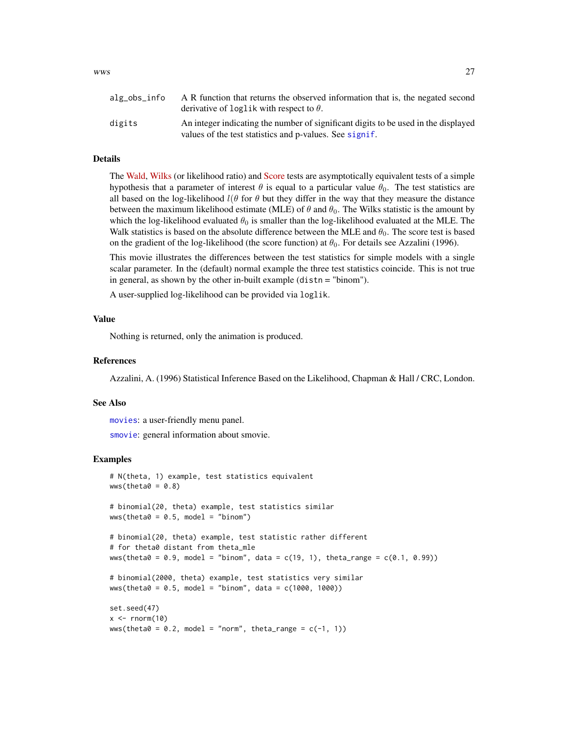| | |
|---|---|
| alg_obs_info | A R function that returns the observed information that is, the negated second derivative of loglik with respect to $\theta$. |
| digits | An integer indicating the number of significant digits to be used in the displayed values of the test statistics and p-values. See signif. |

## Details

The Wald, Wilks (or likelihood ratio) and Score tests are asymptotically equivalent tests of a simple hypothesis that a parameter of interest $\theta$ is equal to a particular value $\theta_0$. The test statistics are all based on the log-likelihood $l(\theta$ for $\theta$ but they differ in the way that they measure the distance between the maximum likelihood estimate (MLE) of $\theta$ and $\theta_0$. The Wilks statistic is the amount by which the log-likelihood evaluated $\theta_0$ is smaller than the log-likelihood evaluated at the MLE. The Walk statistics is based on the absolute difference between the MLE and $\theta_0$. The score test is based on the gradient of the log-likelihood (the score function) at $\theta_0$. For details see Azzalini (1996).

This movie illustrates the differences between the test statistics for simple models with a single scalar parameter. In the (default) normal example the three test statistics coincide. This is not true in general, as shown by the other in-built example (distn = "binom").

A user-supplied log-likelihood can be provided via loglik.

## Value

Nothing is returned, only the animation is produced.

## References

Azzalini, A. (1996) Statistical Inference Based on the Likelihood, Chapman & Hall / CRC, London.

## See Also

movies: a user-friendly menu panel.

smovie: general information about smovie.

## Examples

```
# N(theta, 1) example, test statistics equivalent
wws(theta0 = 0.8)

# binomial(20, theta) example, test statistics similar
wws(theta0 = 0.5, model = "binom")

# binomial(20, theta) example, test statistic rather different
# for theta0 distant from theta_mle
wws(theta0 = 0.9, model = "binom", data = c(19, 1), theta_range = c(0.1, 0.99))

# binomial(2000, theta) example, test statistics very similar
wws(theta0 = 0.5, model = "binom", data = c(1000, 1000))

set.seed(47)
x <- rnorm(10)
wws(theta0 = 0.2, model = "norm", theta_range = c(-1, 1))
```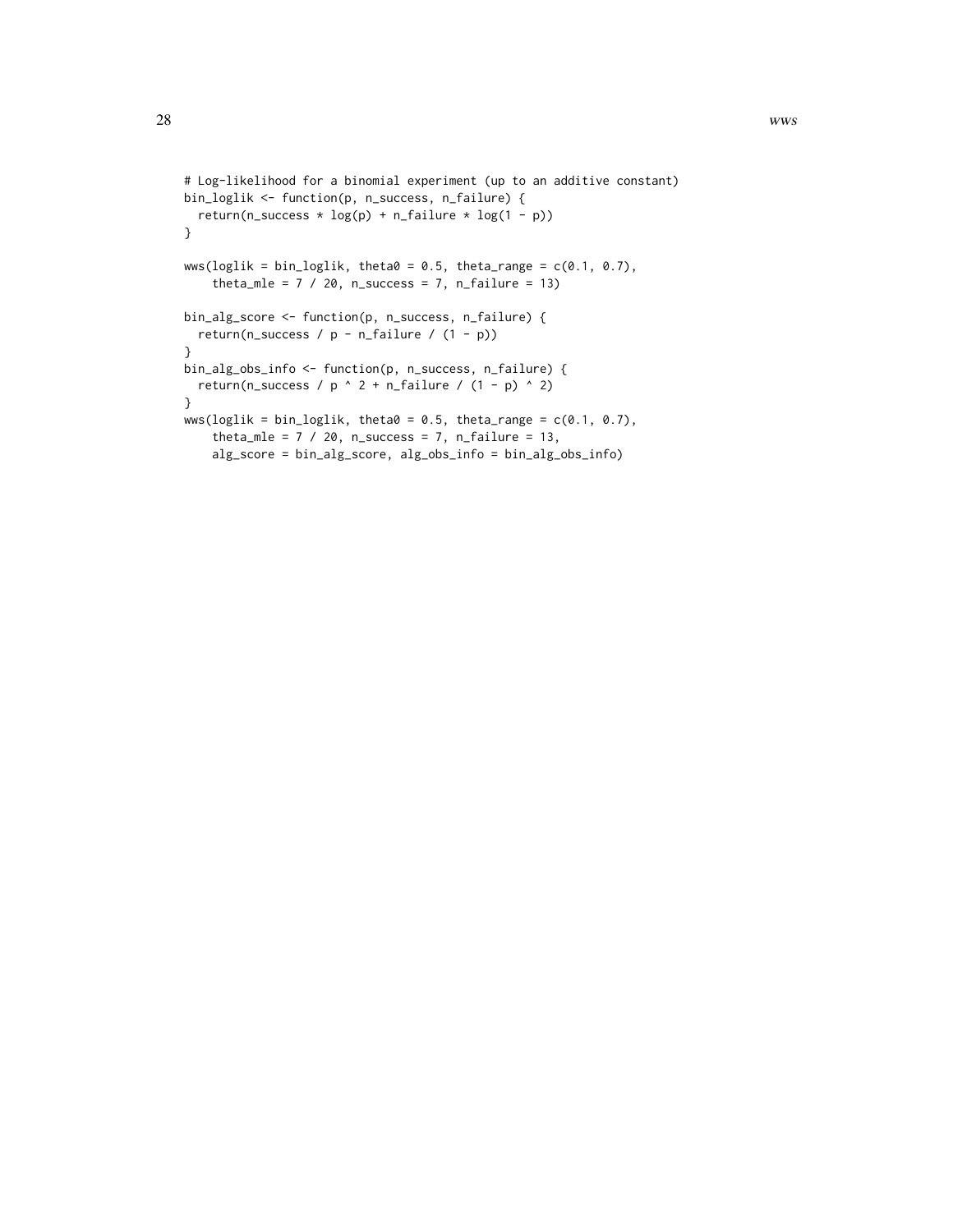```
# Log-likelihood for a binomial experiment (up to an additive constant)
bin_loglik <- function(p, n_success, n_failure) {
  return(n_success * log(p) + n_failure * log(1 - p))
}

wws(loglik = bin_loglik, theta0 = 0.5, theta_range = c(0.1, 0.7),
    theta_mle = 7 / 20, n_success = 7, n_failure = 13)

bin_alg_score <- function(p, n_success, n_failure) {
  return(n_success / p - n_failure / (1 - p))
}
bin_alg_obs_info <- function(p, n_success, n_failure) {
  return(n_success / p ^ 2 + n_failure / (1 - p) ^ 2)
}
wws(loglik = bin_loglik, theta0 = 0.5, theta_range = c(0.1, 0.7),
    theta_mle = 7 / 20, n_success = 7, n_failure = 13,
    alg_score = bin_alg_score, alg_obs_info = bin_alg_obs_info)
```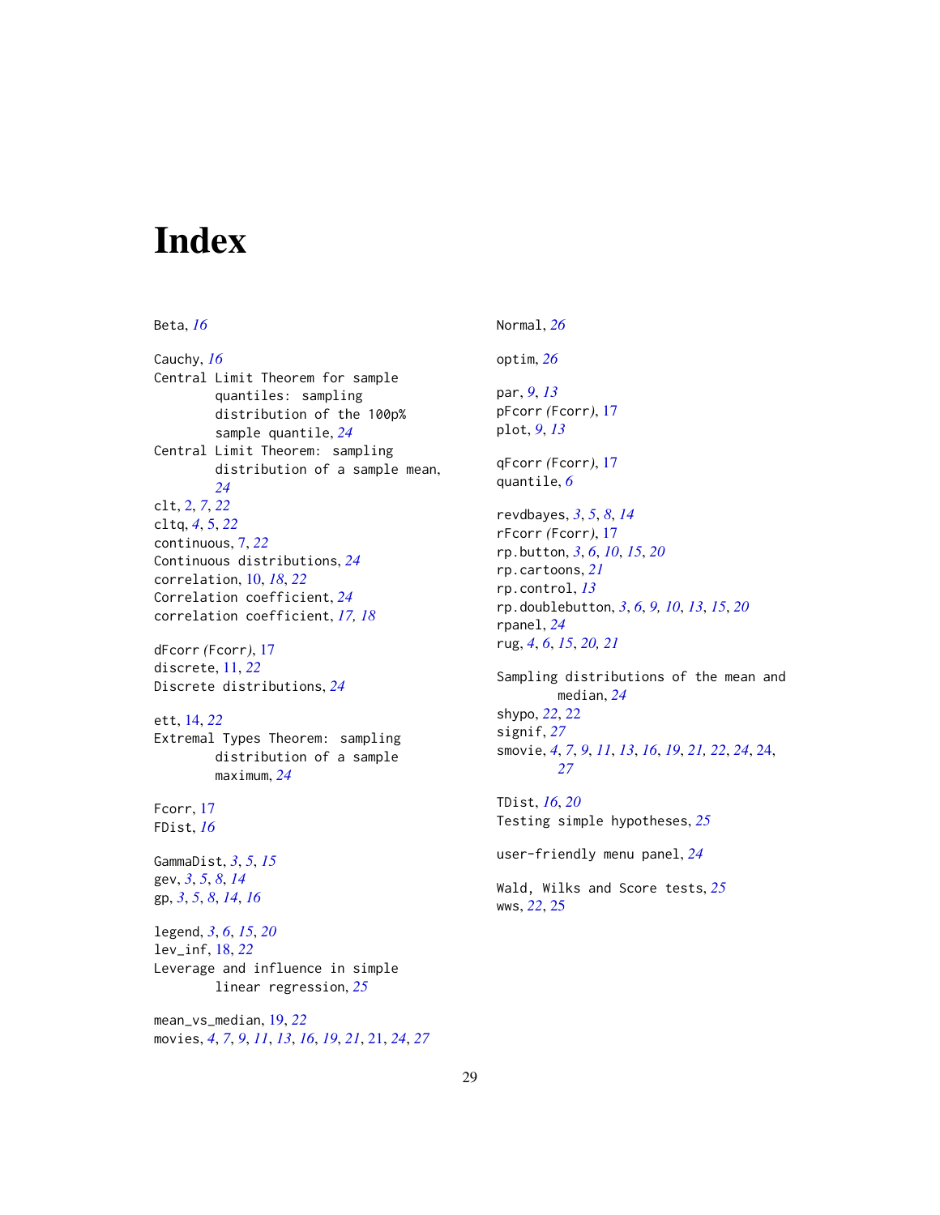# Index

Beta, *16*

Cauchy, *16*
Central Limit Theorem for sample quantiles: sampling distribution of the 100p% sample quantile, *24*
Central Limit Theorem: sampling distribution of a sample mean, *24*
clt, 2, *7*, *22*
cltq, *4*, 5, *22*
continuous, 7, *22*
Continuous distributions, *24*
correlation, 10, *18*, *22*
Correlation coefficient, *24*
correlation coefficient, *17*, *18*

dFcorr *(*Fcorr*)*, 17
discrete, 11, *22*
Discrete distributions, *24*

ett, 14, *22*
Extremal Types Theorem: sampling distribution of a sample maximum, *24*

Fcorr, 17
FDist, *16*

GammaDist, *3*, *5*, *15*
gev, *3*, *5*, *8*, *14*
gp, *3*, *5*, *8*, *14*, *16*

legend, *3*, *6*, *15*, *20*
lev_inf, 18, *22*
Leverage and influence in simple linear regression, *25*

mean_vs_median, 19, *22*
movies, *4*, *7*, *9*, *11*, *13*, *16*, *19*, *21*, 21, *24*, *27*

Normal, *26*

optim, *26*

par, *9*, *13*
pFcorr *(*Fcorr*)*, 17
plot, *9*, *13*

qFcorr *(*Fcorr*)*, 17
quantile, *6*

revdbayes, *3*, *5*, *8*, *14*
rFcorr *(*Fcorr*)*, 17
rp.button, *3*, *6*, *10*, *15*, *20*
rp.cartoons, *21*
rp.control, *13*
rp.doublebutton, *3*, *6*, *9*, *10*, *13*, *15*, *20*
rpanel, *24*
rug, *4*, *6*, *15*, *20*, *21*

Sampling distributions of the mean and median, *24*
shypo, *22*, 22
signif, *27*
smovie, *4*, *7*, *9*, *11*, *13*, *16*, *19*, *21*, *22*, *24*, 24, *27*

TDist, *16*, *20*
Testing simple hypotheses, *25*

user-friendly menu panel, *24*

Wald, Wilks and Score tests, *25*
wws, *22*, 25